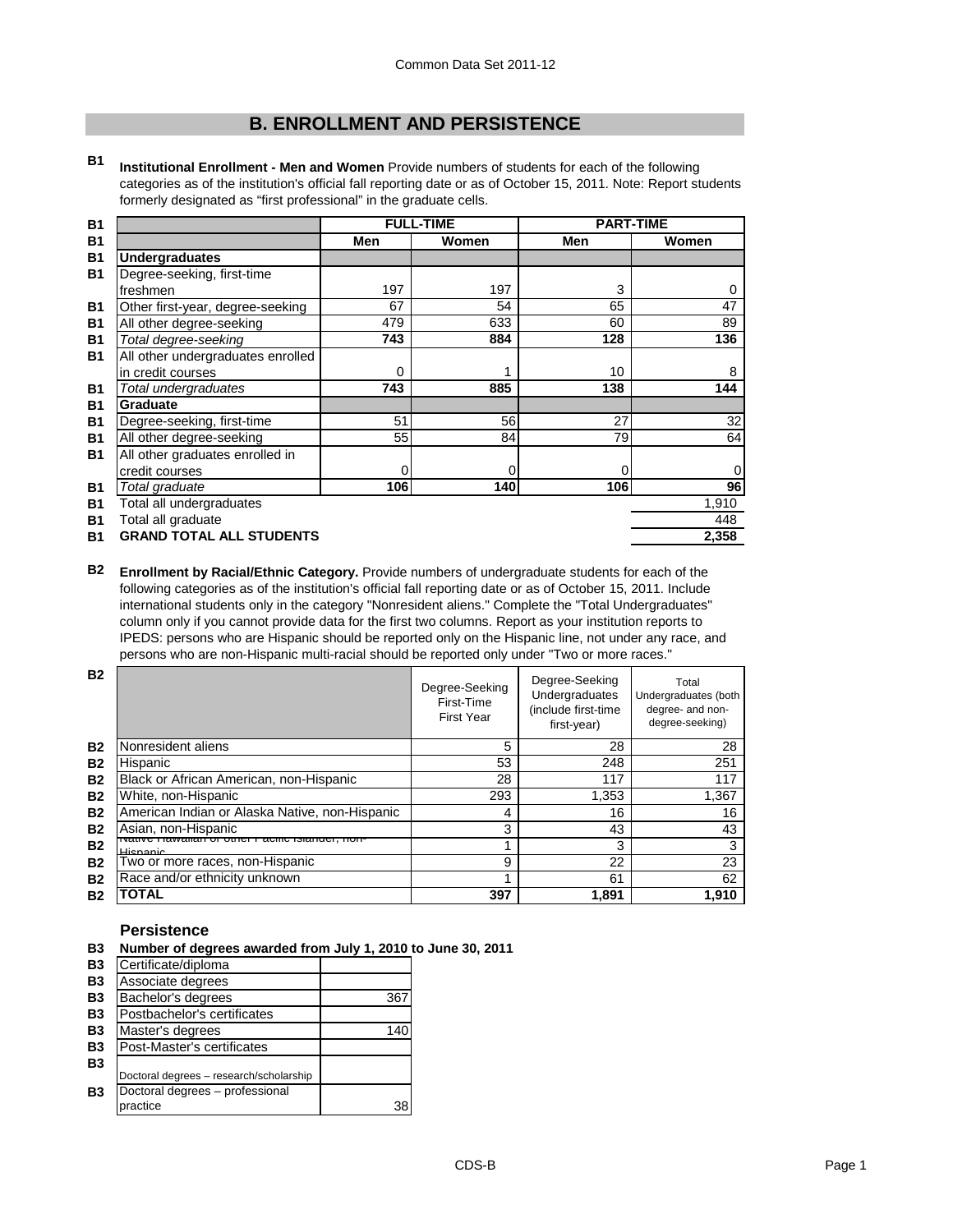Common Data Set 2011-12

# B. ENROLLMENT AND PERSISTENCE

**B1** **Institutional Enrollment - Men and Women** Provide numbers of students for each of the following categories as of the institution's official fall reporting date or as of October 15, 2011. Note: Report students formerly designated as "first professional" in the graduate cells.

| | FULL-TIME | | PART-TIME | |
|---|---|---|---|---|
| | **Men** | **Women** | **Men** | **Women** |
| **Undergraduates** | | | | |
| Degree-seeking, first-time freshmen | 197 | 197 | 3 | 0 |
| Other first-year, degree-seeking | 67 | 54 | 65 | 47 |
| All other degree-seeking | 479 | 633 | 60 | 89 |
| *Total degree-seeking* | **743** | **884** | **128** | **136** |
| All other undergraduates enrolled in credit courses | 0 | 1 | 10 | 8 |
| *Total undergraduates* | **743** | **885** | **138** | **144** |
| **Graduate** | | | | |
| Degree-seeking, first-time | 51 | 56 | 27 | 32 |
| All other degree-seeking | 55 | 84 | 79 | 64 |
| All other graduates enrolled in credit courses | 0 | 0 | 0 | 0 |
| *Total graduate* | **106** | **140** | **106** | **96** |
| Total all undergraduates | | | | 1,910 |
| Total all graduate | | | | 448 |
| **GRAND TOTAL ALL STUDENTS** | | | | **2,358** |

**B2** **Enrollment by Racial/Ethnic Category.** Provide numbers of undergraduate students for each of the following categories as of the institution's official fall reporting date or as of October 15, 2011. Include international students only in the category "Nonresident aliens." Complete the "Total Undergraduates" column only if you cannot provide data for the first two columns. Report as your institution reports to IPEDS: persons who are Hispanic should be reported only on the Hispanic line, not under any race, and persons who are non-Hispanic multi-racial should be reported only under "Two or more races."

| | Degree-Seeking First-Time First Year | Degree-Seeking Undergraduates (include first-time first-year) | Total Undergraduates (both degree- and non-degree-seeking) |
|---|---|---|---|
| Nonresident aliens | 5 | 28 | 28 |
| Hispanic | 53 | 248 | 251 |
| Black or African American, non-Hispanic | 28 | 117 | 117 |
| White, non-Hispanic | 293 | 1,353 | 1,367 |
| American Indian or Alaska Native, non-Hispanic | 4 | 16 | 16 |
| Asian, non-Hispanic | 3 | 43 | 43 |
| Native Hawaiian or other Pacific Islander, non-Hispanic | 1 | 3 | 3 |
| Two or more races, non-Hispanic | 9 | 22 | 23 |
| Race and/or ethnicity unknown | 1 | 61 | 62 |
| **TOTAL** | **397** | **1,891** | **1,910** |

### Persistence

**B3** **Number of degrees awarded from July 1, 2010 to June 30, 2011**

| | |
|---|---|
| Certificate/diploma | |
| Associate degrees | |
| Bachelor's degrees | 367 |
| Postbachelor's certificates | |
| Master's degrees | 140 |
| Post-Master's certificates | |
| Doctoral degrees – research/scholarship | |
| Doctoral degrees – professional practice | 38 |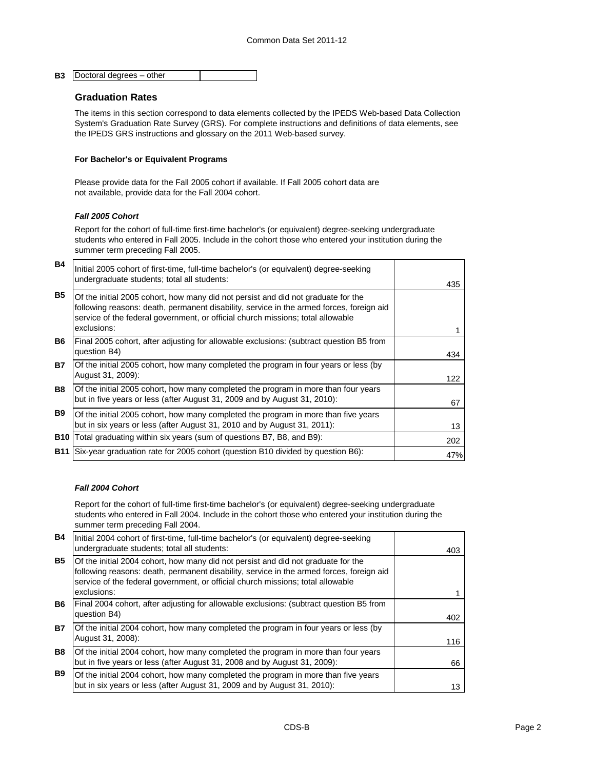| B3 | Doctoral degrees – other | |
|---|---|---|

## Graduation Rates

The items in this section correspond to data elements collected by the IPEDS Web-based Data Collection System's Graduation Rate Survey (GRS). For complete instructions and definitions of data elements, see the IPEDS GRS instructions and glossary on the 2011 Web-based survey.

**For Bachelor's or Equivalent Programs**

Please provide data for the Fall 2005 cohort if available. If Fall 2005 cohort data are not available, provide data for the Fall 2004 cohort.

***Fall 2005 Cohort***

Report for the cohort of full-time first-time bachelor's (or equivalent) degree-seeking undergraduate students who entered in Fall 2005. Include in the cohort those who entered your institution during the summer term preceding Fall 2005.

| | | |
|---|---|---|
| B4 | Initial 2005 cohort of first-time, full-time bachelor's (or equivalent) degree-seeking undergraduate students; total all students: | 435 |
| B5 | Of the initial 2005 cohort, how many did not persist and did not graduate for the following reasons: death, permanent disability, service in the armed forces, foreign aid service of the federal government, or official church missions; total allowable exclusions: | 1 |
| B6 | Final 2005 cohort, after adjusting for allowable exclusions: (subtract question B5 from question B4) | 434 |
| B7 | Of the initial 2005 cohort, how many completed the program in four years or less (by August 31, 2009): | 122 |
| B8 | Of the initial 2005 cohort, how many completed the program in more than four years but in five years or less (after August 31, 2009 and by August 31, 2010): | 67 |
| B9 | Of the initial 2005 cohort, how many completed the program in more than five years but in six years or less (after August 31, 2010 and by August 31, 2011): | 13 |
| B10 | Total graduating within six years (sum of questions B7, B8, and B9): | 202 |
| B11 | Six-year graduation rate for 2005 cohort (question B10 divided by question B6): | 47% |

***Fall 2004 Cohort***

Report for the cohort of full-time first-time bachelor's (or equivalent) degree-seeking undergraduate students who entered in Fall 2004. Include in the cohort those who entered your institution during the summer term preceding Fall 2004.

| | | |
|---|---|---|
| B4 | Initial 2004 cohort of first-time, full-time bachelor's (or equivalent) degree-seeking undergraduate students; total all students: | 403 |
| B5 | Of the initial 2004 cohort, how many did not persist and did not graduate for the following reasons: death, permanent disability, service in the armed forces, foreign aid service of the federal government, or official church missions; total allowable exclusions: | 1 |
| B6 | Final 2004 cohort, after adjusting for allowable exclusions: (subtract question B5 from question B4) | 402 |
| B7 | Of the initial 2004 cohort, how many completed the program in four years or less (by August 31, 2008): | 116 |
| B8 | Of the initial 2004 cohort, how many completed the program in more than four years but in five years or less (after August 31, 2008 and by August 31, 2009): | 66 |
| B9 | Of the initial 2004 cohort, how many completed the program in more than five years but in six years or less (after August 31, 2009 and by August 31, 2010): | 13 |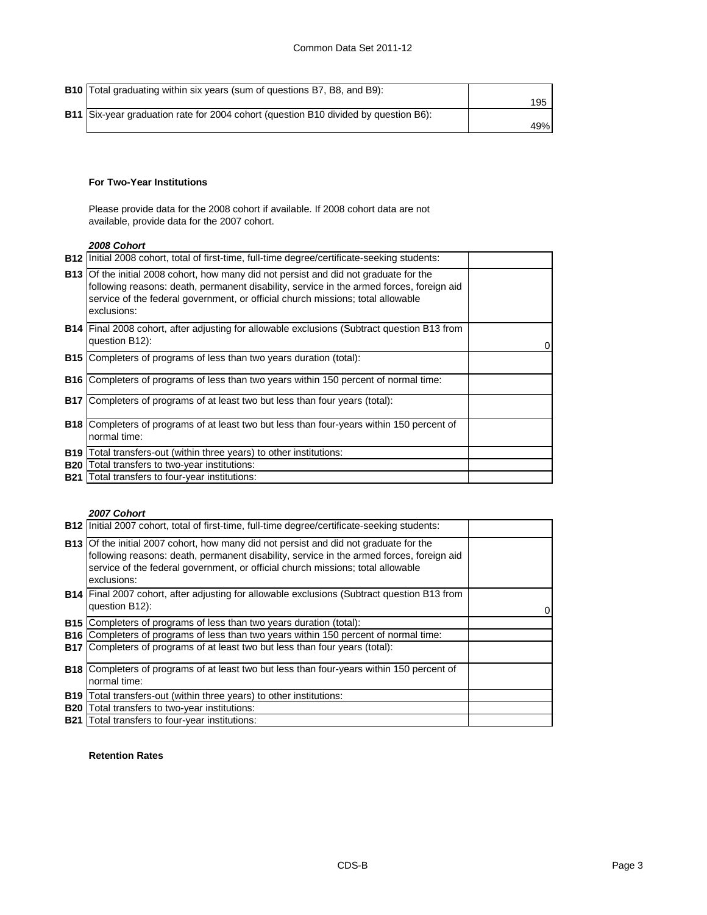| | | |
|---|---|---|
| **B10** | Total graduating within six years (sum of questions B7, B8, and B9): | 195 |
| **B11** | Six-year graduation rate for 2004 cohort (question B10 divided by question B6): | 49% |

### For Two-Year Institutions

Please provide data for the 2008 cohort if available. If 2008 cohort data are not available, provide data for the 2007 cohort.

***2008 Cohort***

| | | |
|---|---|---|
| **B12** | Initial 2008 cohort, total of first-time, full-time degree/certificate-seeking students: | |
| **B13** | Of the initial 2008 cohort, how many did not persist and did not graduate for the following reasons: death, permanent disability, service in the armed forces, foreign aid service of the federal government, or official church missions; total allowable exclusions: | |
| **B14** | Final 2008 cohort, after adjusting for allowable exclusions (Subtract question B13 from question B12): | 0 |
| **B15** | Completers of programs of less than two years duration (total): | |
| **B16** | Completers of programs of less than two years within 150 percent of normal time: | |
| **B17** | Completers of programs of at least two but less than four years (total): | |
| **B18** | Completers of programs of at least two but less than four-years within 150 percent of normal time: | |
| **B19** | Total transfers-out (within three years) to other institutions: | |
| **B20** | Total transfers to two-year institutions: | |
| **B21** | Total transfers to four-year institutions: | |

***2007 Cohort***

| | | |
|---|---|---|
| **B12** | Initial 2007 cohort, total of first-time, full-time degree/certificate-seeking students: | |
| **B13** | Of the initial 2007 cohort, how many did not persist and did not graduate for the following reasons: death, permanent disability, service in the armed forces, foreign aid service of the federal government, or official church missions; total allowable exclusions: | |
| **B14** | Final 2007 cohort, after adjusting for allowable exclusions (Subtract question B13 from question B12): | 0 |
| **B15** | Completers of programs of less than two years duration (total): | |
| **B16** | Completers of programs of less than two years within 150 percent of normal time: | |
| **B17** | Completers of programs of at least two but less than four years (total): | |
| **B18** | Completers of programs of at least two but less than four-years within 150 percent of normal time: | |
| **B19** | Total transfers-out (within three years) to other institutions: | |
| **B20** | Total transfers to two-year institutions: | |
| **B21** | Total transfers to four-year institutions: | |

### Retention Rates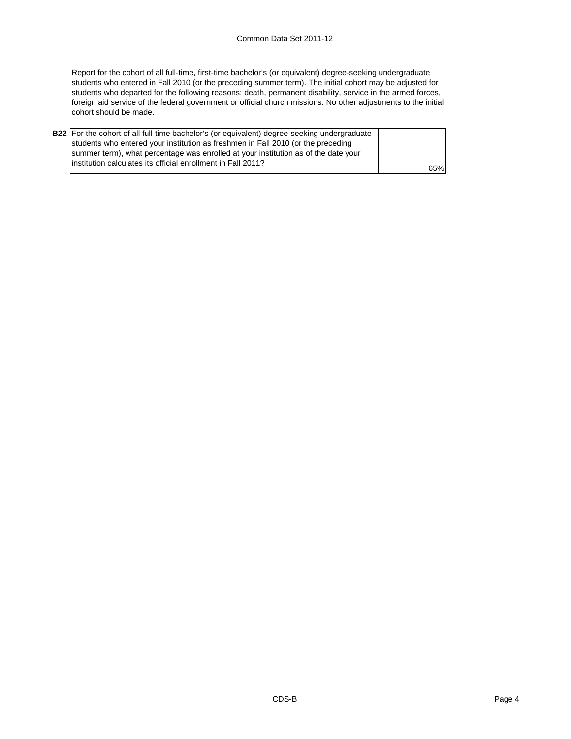Report for the cohort of all full-time, first-time bachelor's (or equivalent) degree-seeking undergraduate students who entered in Fall 2010 (or the preceding summer term). The initial cohort may be adjusted for students who departed for the following reasons: death, permanent disability, service in the armed forces, foreign aid service of the federal government or official church missions. No other adjustments to the initial cohort should be made.

| | | |
|---|---|---|
| **B22** | For the cohort of all full-time bachelor's (or equivalent) degree-seeking undergraduate students who entered your institution as freshmen in Fall 2010 (or the preceding summer term), what percentage was enrolled at your institution as of the date your institution calculates its official enrollment in Fall 2011? | 65% |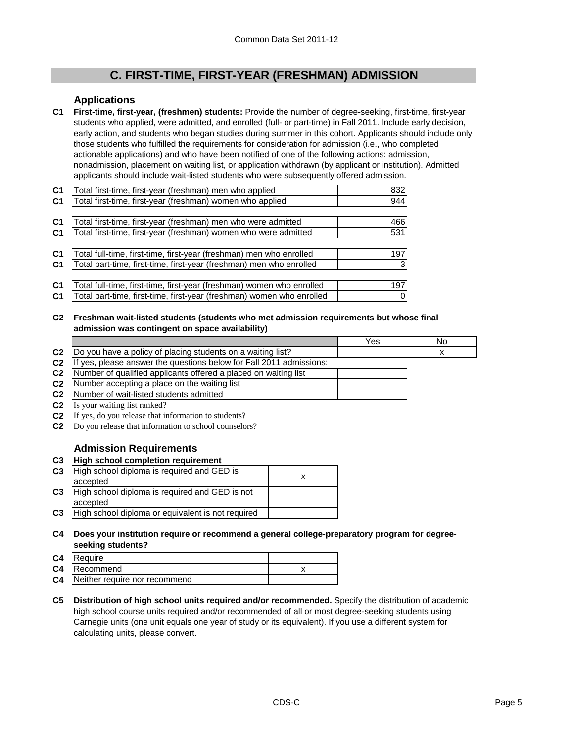# C. FIRST-TIME, FIRST-YEAR (FRESHMAN) ADMISSION

## Applications

**C1 First-time, first-year, (freshmen) students:** Provide the number of degree-seeking, first-time, first-year students who applied, were admitted, and enrolled (full- or part-time) in Fall 2011. Include early decision, early action, and students who began studies during summer in this cohort. Applicants should include only those students who fulfilled the requirements for consideration for admission (i.e., who completed actionable applications) and who have been notified of one of the following actions: admission, nonadmission, placement on waiting list, or application withdrawn (by applicant or institution). Admitted applicants should include wait-listed students who were subsequently offered admission.

| | | |
|---|---|---|
| C1 | Total first-time, first-year (freshman) men who applied | 832 |
| C1 | Total first-time, first-year (freshman) women who applied | 944 |
| C1 | Total first-time, first-year (freshman) men who were admitted | 466 |
| C1 | Total first-time, first-year (freshman) women who were admitted | 531 |
| C1 | Total full-time, first-time, first-year (freshman) men who enrolled | 197 |
| C1 | Total part-time, first-time, first-year (freshman) men who enrolled | 3 |
| C1 | Total full-time, first-time, first-year (freshman) women who enrolled | 197 |
| C1 | Total part-time, first-time, first-year (freshman) women who enrolled | 0 |

**C2 Freshman wait-listed students (students who met admission requirements but whose final admission was contingent on space availability)**

| | | Yes | No |
|---|---|---|---|
| C2 | Do you have a policy of placing students on a waiting list? | | x |

C2 If yes, please answer the questions below for Fall 2011 admissions:

| | | |
|---|---|---|
| C2 | Number of qualified applicants offered a placed on waiting list | |
| C2 | Number accepting a place on the waiting list | |
| C2 | Number of wait-listed students admitted | |

C2 Is your waiting list ranked?

C2 If yes, do you release that information to students?

C2 Do you release that information to school counselors?

## Admission Requirements

**C3 High school completion requirement**

| | | |
|---|---|---|
| C3 | High school diploma is required and GED is accepted | x |
| C3 | High school diploma is required and GED is not accepted | |
| C3 | High school diploma or equivalent is not required | |

**C4 Does your institution require or recommend a general college-preparatory program for degree-seeking students?**

| | | |
|---|---|---|
| C4 | Require | |
| C4 | Recommend | x |
| C4 | Neither require nor recommend | |

**C5 Distribution of high school units required and/or recommended.** Specify the distribution of academic high school course units required and/or recommended of all or most degree-seeking students using Carnegie units (one unit equals one year of study or its equivalent). If you use a different system for calculating units, please convert.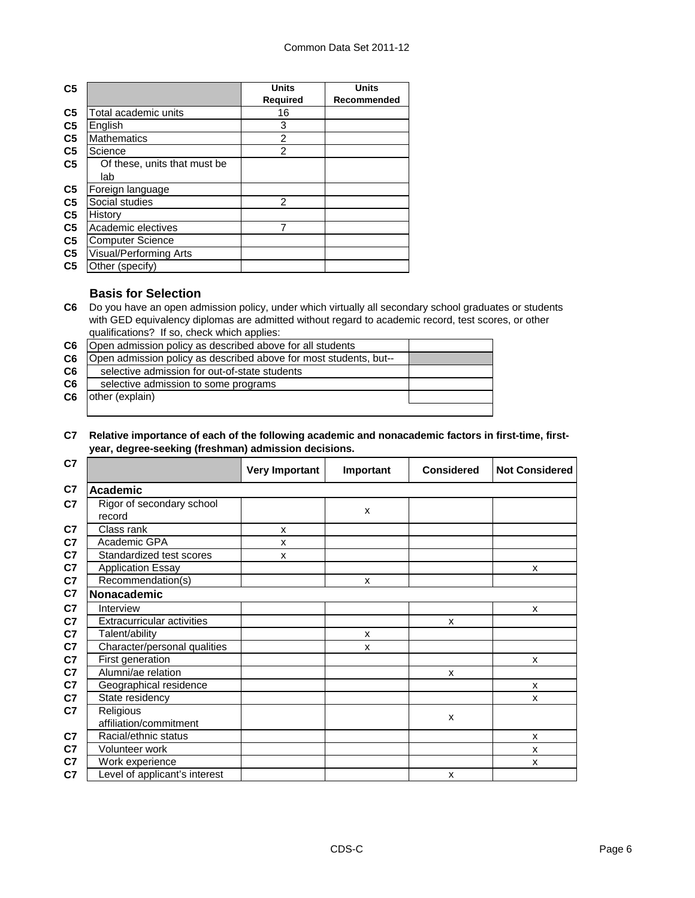| C5 | | Units Required | Units Recommended |
|---|---|---|---|
| C5 | Total academic units | 16 | |
| C5 | English | 3 | |
| C5 | Mathematics | 2 | |
| C5 | Science | 2 | |
| C5 | Of these, units that must be lab | | |
| C5 | Foreign language | | |
| C5 | Social studies | 2 | |
| C5 | History | | |
| C5 | Academic electives | 7 | |
| C5 | Computer Science | | |
| C5 | Visual/Performing Arts | | |
| C5 | Other (specify) | | |

### Basis for Selection

**C6** Do you have an open admission policy, under which virtually all secondary school graduates or students with GED equivalency diplomas are admitted without regard to academic record, test scores, or other qualifications? If so, check which applies:

| | | |
|---|---|---|
| C6 | Open admission policy as described above for all students | |
| C6 | Open admission policy as described above for most students, but-- | |
| C6 | selective admission for out-of-state students | |
| C6 | selective admission to some programs | |
| C6 | other (explain) | |

**C7 Relative importance of each of the following academic and nonacademic factors in first-time, first-year, degree-seeking (freshman) admission decisions.**

| C7 | | Very Important | Important | Considered | Not Considered |
|---|---|---|---|---|---|
| C7 | **Academic** | | | | |
| C7 | Rigor of secondary school record | | x | | |
| C7 | Class rank | x | | | |
| C7 | Academic GPA | x | | | |
| C7 | Standardized test scores | x | | | |
| C7 | Application Essay | | | | x |
| C7 | Recommendation(s) | | x | | |
| C7 | **Nonacademic** | | | | |
| C7 | Interview | | | | x |
| C7 | Extracurricular activities | | | x | |
| C7 | Talent/ability | | x | | |
| C7 | Character/personal qualities | | x | | |
| C7 | First generation | | | | x |
| C7 | Alumni/ae relation | | | x | |
| C7 | Geographical residence | | | | x |
| C7 | State residency | | | | x |
| C7 | Religious affiliation/commitment | | | x | |
| C7 | Racial/ethnic status | | | | x |
| C7 | Volunteer work | | | | x |
| C7 | Work experience | | | | x |
| C7 | Level of applicant's interest | | | x | |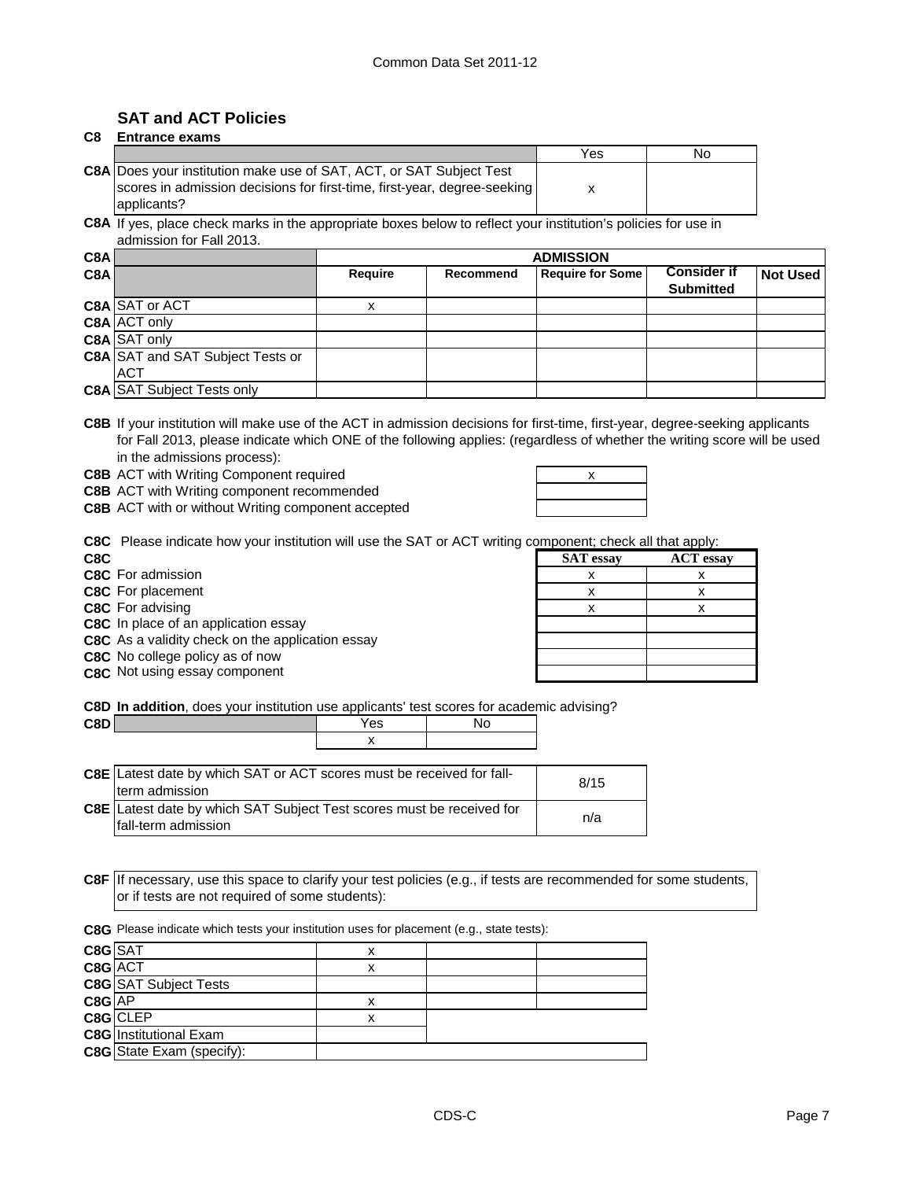## SAT and ACT Policies

**C8 Entrance exams**

| | | Yes | No |
|---|---|---|---|
| C8A | Does your institution make use of SAT, ACT, or SAT Subject Test scores in admission decisions for first-time, first-year, degree-seeking applicants? | x | |

**C8A** If yes, place check marks in the appropriate boxes below to reflect your institution's policies for use in admission for Fall 2013.

| | | ADMISSION | | | | |
|---|---|---|---|---|---|---|
| | | Require | Recommend | Require for Some | Consider if Submitted | Not Used |
| C8A | SAT or ACT | x | | | | |
| C8A | ACT only | | | | | |
| C8A | SAT only | | | | | |
| C8A | SAT and SAT Subject Tests or ACT | | | | | |
| C8A | SAT Subject Tests only | | | | | |

**C8B** If your institution will make use of the ACT in admission decisions for first-time, first-year, degree-seeking applicants for Fall 2013, please indicate which ONE of the following applies: (regardless of whether the writing score will be used in the admissions process):

| | | |
|---|---|---|
| C8B | ACT with Writing Component required | x |
| C8B | ACT with Writing component recommended | |
| C8B | ACT with or without Writing component accepted | |

**C8C** Please indicate how your institution will use the SAT or ACT writing component; check all that apply:

| | | SAT essay | ACT essay |
|---|---|---|---|
| C8C | For admission | x | x |
| C8C | For placement | x | x |
| C8C | For advising | x | x |
| C8C | In place of an application essay | | |
| C8C | As a validity check on the application essay | | |
| C8C | No college policy as of now | | |
| C8C | Not using essay component | | |

**C8D In addition**, does your institution use applicants' test scores for academic advising?

| | Yes | No |
|---|---|---|
| C8D | x | |

| | | |
|---|---|---|
| C8E | Latest date by which SAT or ACT scores must be received for fall-term admission | 8/15 |
| C8E | Latest date by which SAT Subject Test scores must be received for fall-term admission | n/a |

**C8F** If necessary, use this space to clarify your test policies (e.g., if tests are recommended for some students, or if tests are not required of some students):

**C8G** Please indicate which tests your institution uses for placement (e.g., state tests):

| | | | | |
|---|---|---|---|---|
| C8G | SAT | x | | |
| C8G | ACT | x | | |
| C8G | SAT Subject Tests | | | |
| C8G | AP | x | | |
| C8G | CLEP | x | | |
| C8G | Institutional Exam | | | |
| C8G | State Exam (specify): | | | |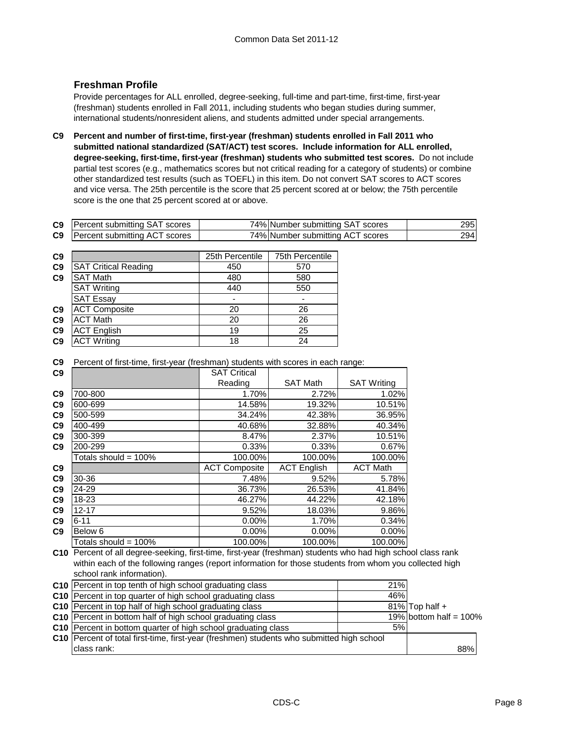## Freshman Profile

Provide percentages for ALL enrolled, degree-seeking, full-time and part-time, first-time, first-year (freshman) students enrolled in Fall 2011, including students who began studies during summer, international students/nonresident aliens, and students admitted under special arrangements.

**C9 Percent and number of first-time, first-year (freshman) students enrolled in Fall 2011 who submitted national standardized (SAT/ACT) test scores. Include information for ALL enrolled, degree-seeking, first-time, first-year (freshman) students who submitted test scores.** Do not include partial test scores (e.g., mathematics scores but not critical reading for a category of students) or combine other standardized test results (such as TOEFL) in this item. Do not convert SAT scores to ACT scores and vice versa. The 25th percentile is the score that 25 percent scored at or below; the 75th percentile score is the one that 25 percent scored at or above.

| | | | | |
|---|---|---|---|---|
| C9 | Percent submitting SAT scores | 74% | Number submitting SAT scores | 295 |
| C9 | Percent submitting ACT scores | 74% | Number submitting ACT scores | 294 |

| | | 25th Percentile | 75th Percentile |
|---|---|---|---|
| C9 | SAT Critical Reading | 450 | 570 |
| C9 | SAT Math | 480 | 580 |
| | SAT Writing | 440 | 550 |
| | SAT Essay | - | - |
| C9 | ACT Composite | 20 | 26 |
| C9 | ACT Math | 20 | 26 |
| C9 | ACT English | 19 | 25 |
| C9 | ACT Writing | 18 | 24 |

**C9** Percent of first-time, first-year (freshman) students with scores in each range:

| | | SAT Critical Reading | SAT Math | SAT Writing |
|---|---|---|---|---|
| C9 | 700-800 | 1.70% | 2.72% | 1.02% |
| C9 | 600-699 | 14.58% | 19.32% | 10.51% |
| C9 | 500-599 | 34.24% | 42.38% | 36.95% |
| C9 | 400-499 | 40.68% | 32.88% | 40.34% |
| C9 | 300-399 | 8.47% | 2.37% | 10.51% |
| C9 | 200-299 | 0.33% | 0.33% | 0.67% |
| | Totals should = 100% | 100.00% | 100.00% | 100.00% |
| C9 | | ACT Composite | ACT English | ACT Math |
| C9 | 30-36 | 7.48% | 9.52% | 5.78% |
| C9 | 24-29 | 36.73% | 26.53% | 41.84% |
| C9 | 18-23 | 46.27% | 44.22% | 42.18% |
| C9 | 12-17 | 9.52% | 18.03% | 9.86% |
| C9 | 6-11 | 0.00% | 1.70% | 0.34% |
| C9 | Below 6 | 0.00% | 0.00% | 0.00% |
| | Totals should = 100% | 100.00% | 100.00% | 100.00% |

**C10** Percent of all degree-seeking, first-time, first-year (freshman) students who had high school class rank within each of the following ranges (report information for those students from whom you collected high school rank information).

| | | | |
|---|---|---|---|
| C10 | Percent in top tenth of high school graduating class | 21% | |
| C10 | Percent in top quarter of high school graduating class | 46% | |
| C10 | Percent in top half of high school graduating class | 81% | Top half + |
| C10 | Percent in bottom half of high school graduating class | 19% | bottom half = 100% |
| C10 | Percent in bottom quarter of high school graduating class | 5% | |
| C10 | Percent of total first-time, first-year (freshmen) students who submitted high school class rank: | | 88% |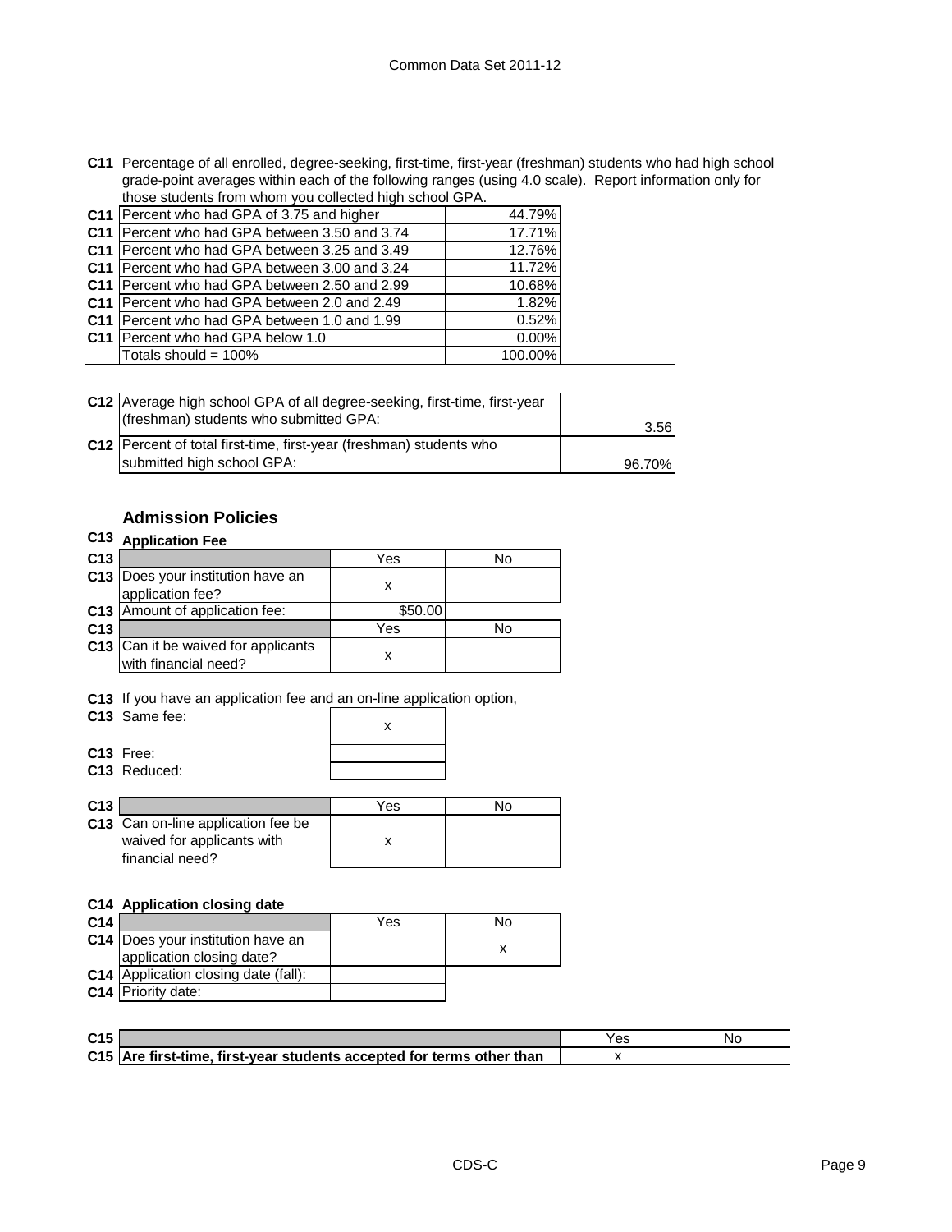**C11** Percentage of all enrolled, degree-seeking, first-time, first-year (freshman) students who had high school grade-point averages within each of the following ranges (using 4.0 scale). Report information only for those students from whom you collected high school GPA.

| | | |
|---|---|---|
| C11 | Percent who had GPA of 3.75 and higher | 44.79% |
| C11 | Percent who had GPA between 3.50 and 3.74 | 17.71% |
| C11 | Percent who had GPA between 3.25 and 3.49 | 12.76% |
| C11 | Percent who had GPA between 3.00 and 3.24 | 11.72% |
| C11 | Percent who had GPA between 2.50 and 2.99 | 10.68% |
| C11 | Percent who had GPA between 2.0 and 2.49 | 1.82% |
| C11 | Percent who had GPA between 1.0 and 1.99 | 0.52% |
| C11 | Percent who had GPA below 1.0 | 0.00% |
| | Totals should = 100% | 100.00% |

| | | |
|---|---|---|
| C12 | Average high school GPA of all degree-seeking, first-time, first-year (freshman) students who submitted GPA: | 3.56 |
| C12 | Percent of total first-time, first-year (freshman) students who submitted high school GPA: | 96.70% |

## Admission Policies

**C13 Application Fee**

| C13 | | Yes | No |
|---|---|---|---|
| C13 | Does your institution have an application fee? | x | |
| C13 | Amount of application fee: | $50.00 | |
| C13 | | Yes | No |
| C13 | Can it be waived for applicants with financial need? | x | |

**C13** If you have an application fee and an on-line application option,

| | | |
|---|---|---|
| C13 | Same fee: | x |
| C13 | Free: | |
| C13 | Reduced: | |

| C13 | | Yes | No |
|---|---|---|---|
| C13 | Can on-line application fee be waived for applicants with financial need? | x | |

**C14 Application closing date**

| C14 | | Yes | No |
|---|---|---|---|
| C14 | Does your institution have an application closing date? | | x |
| C14 | Application closing date (fall): | | |
| C14 | Priority date: | | |

| C15 | | Yes | No |
|---|---|---|---|
| C15 | **Are first-time, first-year students accepted for terms other than** | x | |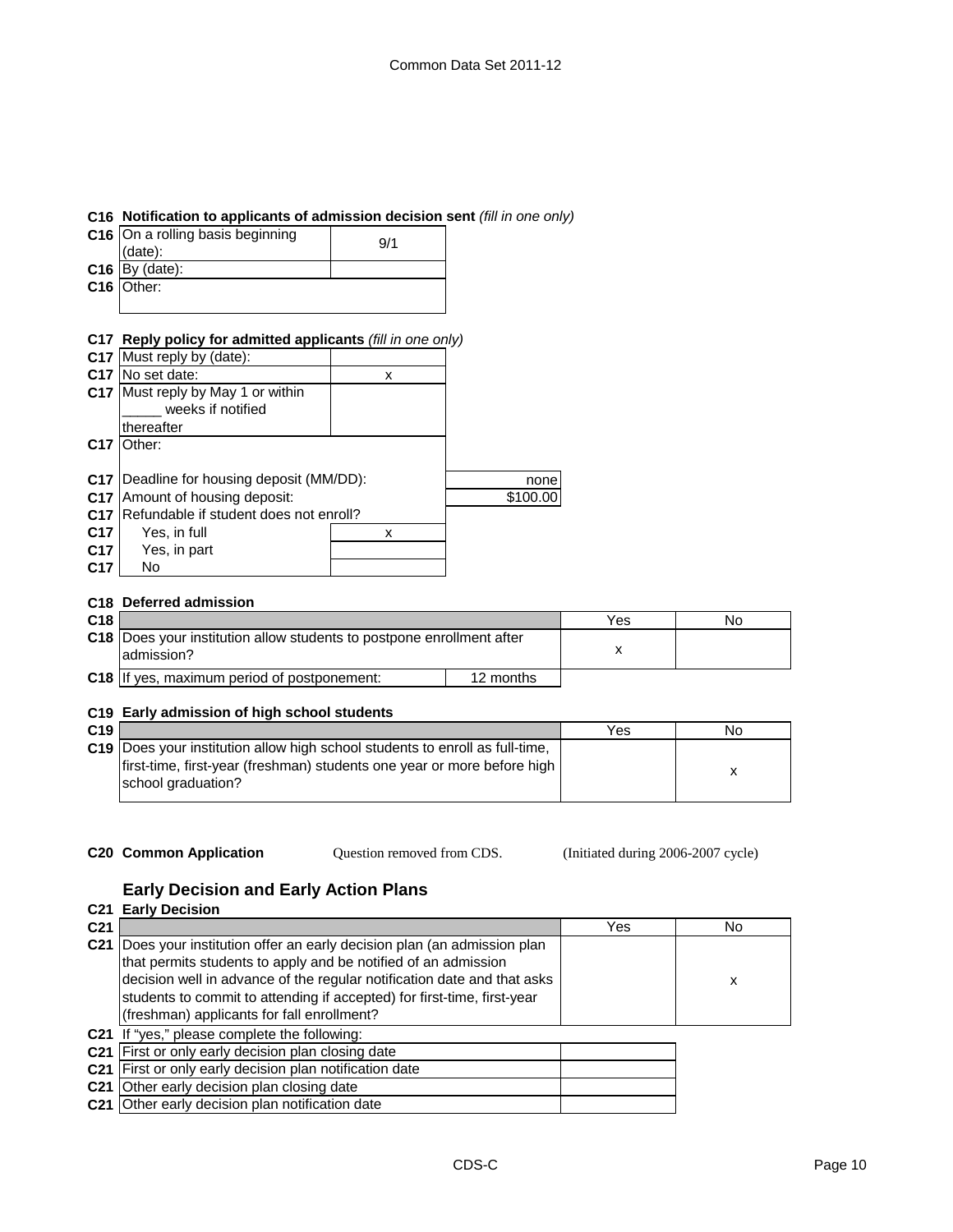**C16 Notification to applicants of admission decision sent** *(fill in one only)*

| | | |
|---|---|---|
| C16 | On a rolling basis beginning (date): | 9/1 |
| C16 | By (date): | |
| C16 | Other: | |

**C17 Reply policy for admitted applicants** *(fill in one only)*

| | | |
|---|---|---|
| C17 | Must reply by (date): | |
| C17 | No set date: | x |
| C17 | Must reply by May 1 or within _____ weeks if notified thereafter | |
| C17 | Other: | |

| | | |
|---|---|---|
| C17 | Deadline for housing deposit (MM/DD): | none |
| C17 | Amount of housing deposit: | $100.00 |
| C17 | Refundable if student does not enroll? | |
| C17 | Yes, in full | x |
| C17 | Yes, in part | |
| C17 | No | |

**C18 Deferred admission**

| | | Yes | No |
|---|---|---|---|
| C18 | Does your institution allow students to postpone enrollment after admission? | x | |
| C18 | If yes, maximum period of postponement: 12 months | | |

**C19 Early admission of high school students**

| | | Yes | No |
|---|---|---|---|
| C19 | Does your institution allow high school students to enroll as full-time, first-time, first-year (freshman) students one year or more before high school graduation? | | x |

**C20 Common Application** Question removed from CDS. (Initiated during 2006-2007 cycle)

## Early Decision and Early Action Plans

**C21 Early Decision**

| | | Yes | No |
|---|---|---|---|
| C21 | Does your institution offer an early decision plan (an admission plan that permits students to apply and be notified of an admission decision well in advance of the regular notification date and that asks students to commit to attending if accepted) for first-time, first-year (freshman) applicants for fall enrollment? | | x |

C21 If "yes," please complete the following:

| | | |
|---|---|---|
| C21 | First or only early decision plan closing date | |
| C21 | First or only early decision plan notification date | |
| C21 | Other early decision plan closing date | |
| C21 | Other early decision plan notification date | |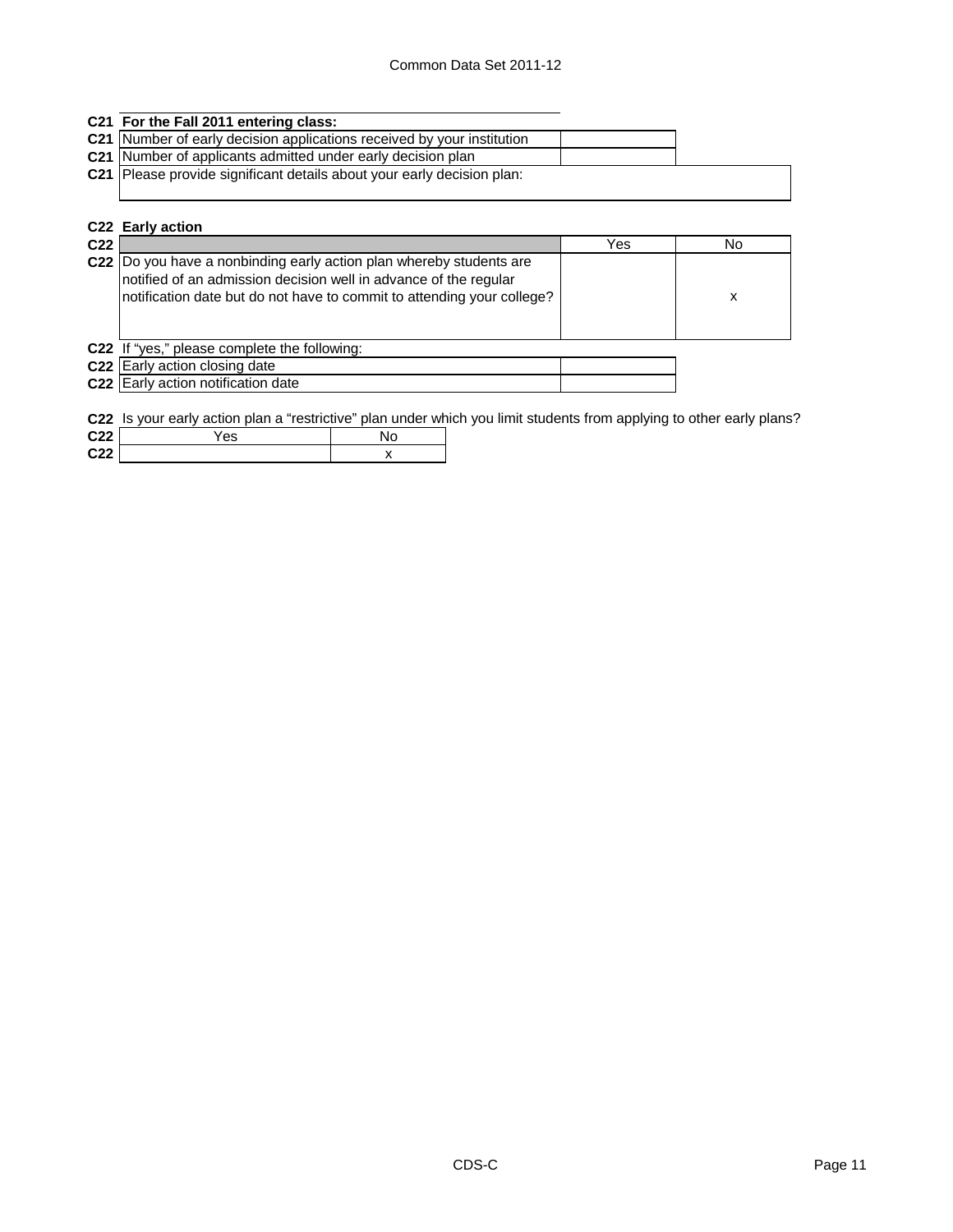**C21 For the Fall 2011 entering class:**

| | | |
|---|---|---|
| C21 | Number of early decision applications received by your institution | |
| C21 | Number of applicants admitted under early decision plan | |
| C21 | Please provide significant details about your early decision plan: | |

**C22 Early action**

| | | Yes | No |
|---|---|---|---|
| C22 | Do you have a nonbinding early action plan whereby students are notified of an admission decision well in advance of the regular notification date but do not have to commit to attending your college? | | x |

C22 If "yes," please complete the following:

| | | |
|---|---|---|
| C22 | Early action closing date | |
| C22 | Early action notification date | |

C22 Is your early action plan a "restrictive" plan under which you limit students from applying to other early plans?

| | Yes | No |
|---|---|---|
| C22 | | x |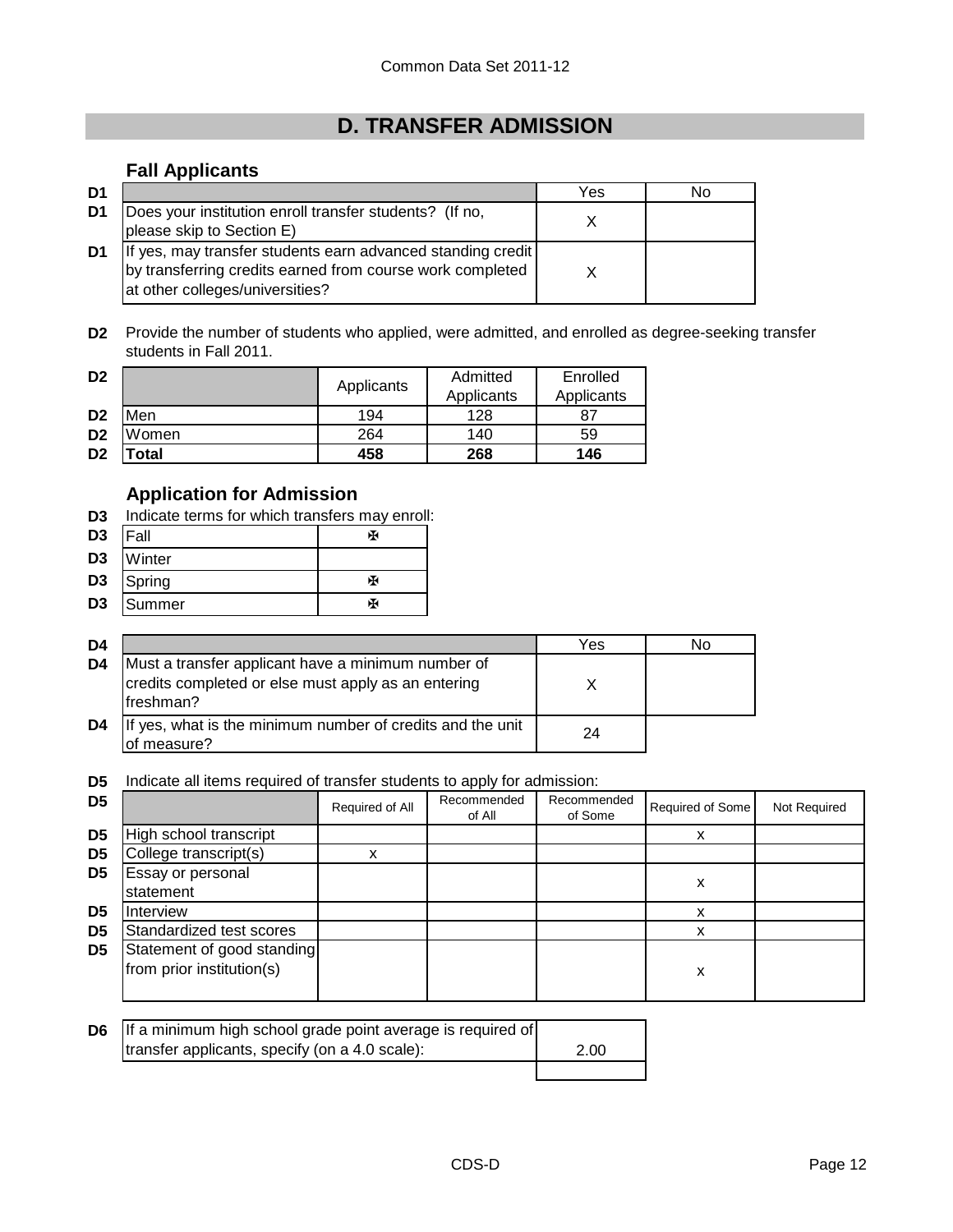## D. TRANSFER ADMISSION

### Fall Applicants

| | | Yes | No |
|---|---|---|---|
| D1 | Does your institution enroll transfer students? (If no, please skip to Section E) | X | |
| D1 | If yes, may transfer students earn advanced standing credit by transferring credits earned from course work completed at other colleges/universities? | X | |

**D2** Provide the number of students who applied, were admitted, and enrolled as degree-seeking transfer students in Fall 2011.

| | | Applicants | Admitted Applicants | Enrolled Applicants |
|---|---|---|---|---|
| D2 | Men | 194 | 128 | 87 |
| D2 | Women | 264 | 140 | 59 |
| D2 | **Total** | **458** | **268** | **146** |

### Application for Admission

**D3** Indicate terms for which transfers may enroll:

| | | |
|---|---|---|
| D3 | Fall | ✠ |
| D3 | Winter | |
| D3 | Spring | ✠ |
| D3 | Summer | ✠ |

| | | Yes | No |
|---|---|---|---|
| D4 | Must a transfer applicant have a minimum number of credits completed or else must apply as an entering freshman? | X | |
| D4 | If yes, what is the minimum number of credits and the unit of measure? | 24 | |

**D5** Indicate all items required of transfer students to apply for admission:

| | | Required of All | Recommended of All | Recommended of Some | Required of Some | Not Required |
|---|---|---|---|---|---|---|
| D5 | High school transcript | | | | x | |
| D5 | College transcript(s) | x | | | | |
| D5 | Essay or personal statement | | | | x | |
| D5 | Interview | | | | x | |
| D5 | Standardized test scores | | | | x | |
| D5 | Statement of good standing from prior institution(s) | | | | x | |

| | | |
|---|---|---|
| D6 | If a minimum high school grade point average is required of transfer applicants, specify (on a 4.0 scale): | 2.00 |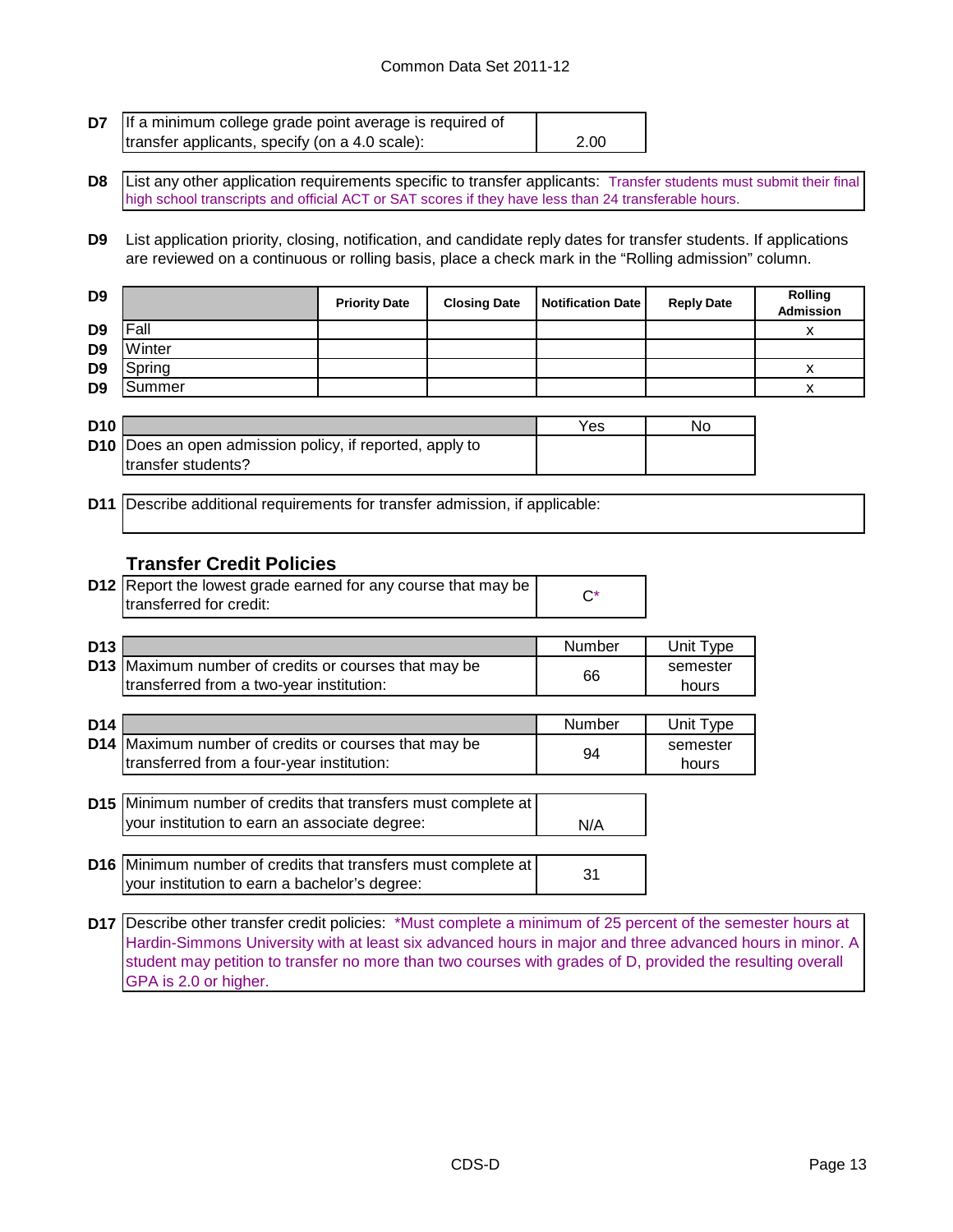Common Data Set 2011-12

| D7 | If a minimum college grade point average is required of transfer applicants, specify (on a 4.0 scale): | 2.00 |
|---|---|---|

**D8** List any other application requirements specific to transfer applicants: Transfer students must submit their final high school transcripts and official ACT or SAT scores if they have less than 24 transferable hours.

**D9** List application priority, closing, notification, and candidate reply dates for transfer students. If applications are reviewed on a continuous or rolling basis, place a check mark in the "Rolling admission" column.

| D9 | | Priority Date | Closing Date | Notification Date | Reply Date | Rolling Admission |
|---|---|---|---|---|---|---|
| D9 | Fall | | | | | x |
| D9 | Winter | | | | | |
| D9 | Spring | | | | | x |
| D9 | Summer | | | | | x |

| D10 | | Yes | No |
|---|---|---|---|
| D10 | Does an open admission policy, if reported, apply to transfer students? | | |

**D11** Describe additional requirements for transfer admission, if applicable:

### Transfer Credit Policies

| D12 | Report the lowest grade earned for any course that may be transferred for credit: | C* |
|---|---|---|

| D13 | | Number | Unit Type |
|---|---|---|---|
| D13 | Maximum number of credits or courses that may be transferred from a two-year institution: | 66 | semester hours |

| D14 | | Number | Unit Type |
|---|---|---|---|
| D14 | Maximum number of credits or courses that may be transferred from a four-year institution: | 94 | semester hours |

| D15 | Minimum number of credits that transfers must complete at your institution to earn an associate degree: | N/A |
|---|---|---|

| D16 | Minimum number of credits that transfers must complete at your institution to earn a bachelor's degree: | 31 |
|---|---|---|

**D17** Describe other transfer credit policies: *Must complete a minimum of 25 percent of the semester hours at Hardin-Simmons University with at least six advanced hours in major and three advanced hours in minor. A student may petition to transfer no more than two courses with grades of D, provided the resulting overall GPA is 2.0 or higher.

CDS-D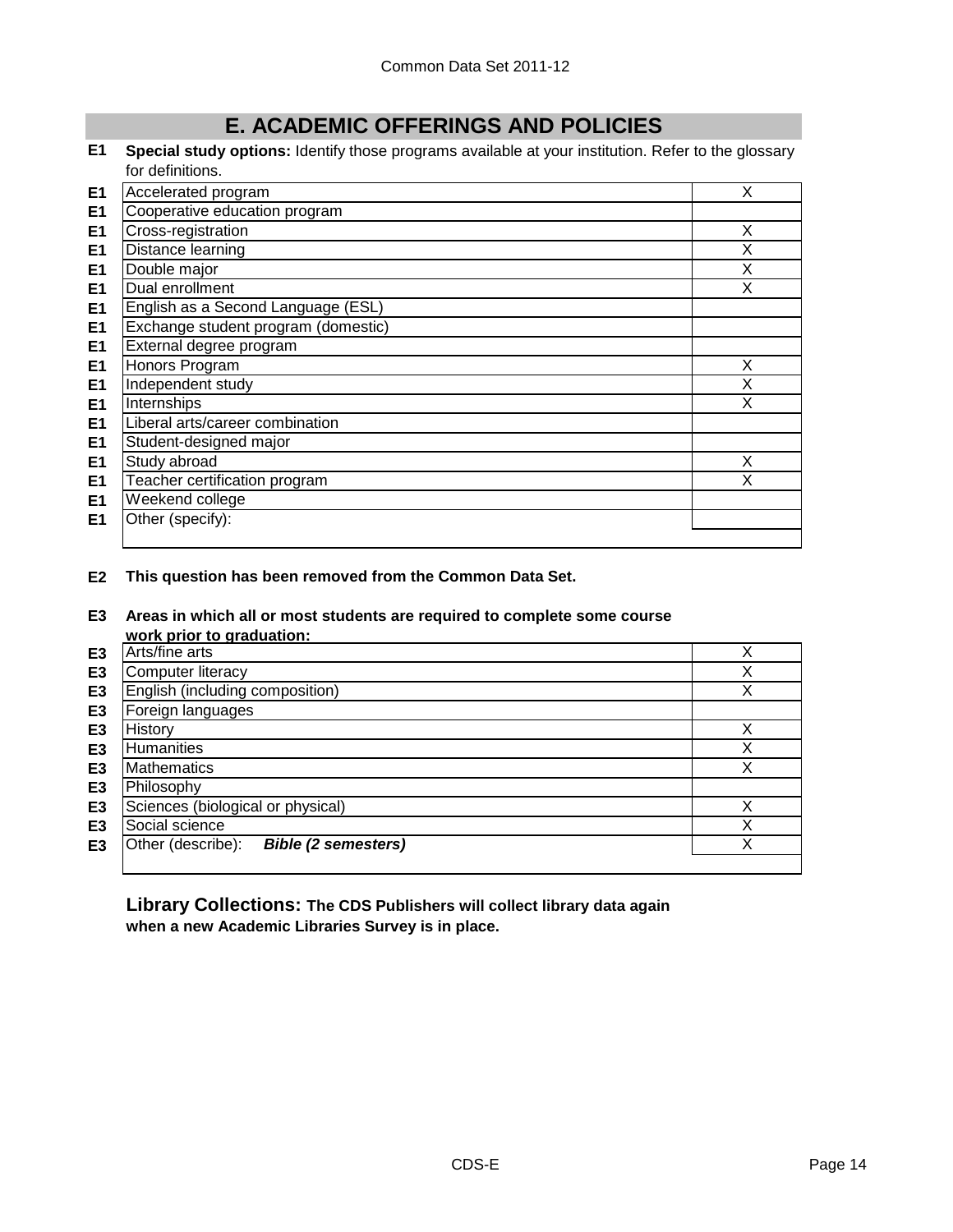# E. ACADEMIC OFFERINGS AND POLICIES

**E1 Special study options:** Identify those programs available at your institution. Refer to the glossary for definitions.

| | | |
|---|---|---|
| E1 | Accelerated program | X |
| E1 | Cooperative education program | |
| E1 | Cross-registration | X |
| E1 | Distance learning | X |
| E1 | Double major | X |
| E1 | Dual enrollment | X |
| E1 | English as a Second Language (ESL) | |
| E1 | Exchange student program (domestic) | |
| E1 | External degree program | |
| E1 | Honors Program | X |
| E1 | Independent study | X |
| E1 | Internships | X |
| E1 | Liberal arts/career combination | |
| E1 | Student-designed major | |
| E1 | Study abroad | X |
| E1 | Teacher certification program | X |
| E1 | Weekend college | |
| E1 | Other (specify): | |

**E2 This question has been removed from the Common Data Set.**

**E3 Areas in which all or most students are required to complete some course work prior to graduation:**

| | | |
|---|---|---|
| E3 | Arts/fine arts | X |
| E3 | Computer literacy | X |
| E3 | English (including composition) | X |
| E3 | Foreign languages | |
| E3 | History | X |
| E3 | Humanities | X |
| E3 | Mathematics | X |
| E3 | Philosophy | |
| E3 | Sciences (biological or physical) | X |
| E3 | Social science | X |
| E3 | Other (describe): ***Bible (2 semesters)*** | X |

**Library Collections: The CDS Publishers will collect library data again when a new Academic Libraries Survey is in place.**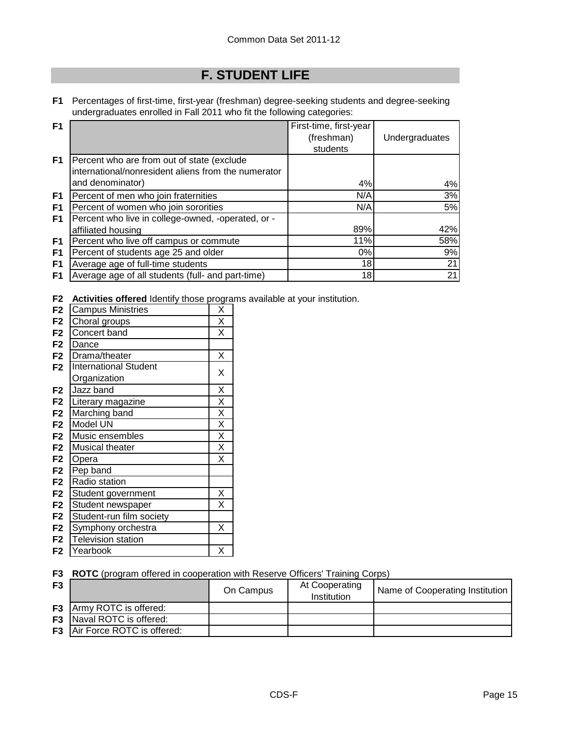# F. STUDENT LIFE

**F1** Percentages of first-time, first-year (freshman) degree-seeking students and degree-seeking undergraduates enrolled in Fall 2011 who fit the following categories:

| F1 | | First-time, first-year (freshman) students | Undergraduates |
|---|---|---|---|
| F1 | Percent who are from out of state (exclude international/nonresident aliens from the numerator and denominator) | 4% | 4% |
| F1 | Percent of men who join fraternities | N/A | 3% |
| F1 | Percent of women who join sororities | N/A | 5% |
| F1 | Percent who live in college-owned, -operated, or -affiliated housing | 89% | 42% |
| F1 | Percent who live off campus or commute | 11% | 58% |
| F1 | Percent of students age 25 and older | 0% | 9% |
| F1 | Average age of full-time students | 18 | 21 |
| F1 | Average age of all students (full- and part-time) | 18 | 21 |

**F2** **Activities offered** Identify those programs available at your institution.

| F2 | Activity | |
|---|---|---|
| F2 | Campus Ministries | X |
| F2 | Choral groups | X |
| F2 | Concert band | X |
| F2 | Dance | |
| F2 | Drama/theater | X |
| F2 | International Student Organization | X |
| F2 | Jazz band | X |
| F2 | Literary magazine | X |
| F2 | Marching band | X |
| F2 | Model UN | X |
| F2 | Music ensembles | X |
| F2 | Musical theater | X |
| F2 | Opera | X |
| F2 | Pep band | |
| F2 | Radio station | |
| F2 | Student government | X |
| F2 | Student newspaper | X |
| F2 | Student-run film society | |
| F2 | Symphony orchestra | X |
| F2 | Television station | |
| F2 | Yearbook | X |

**F3** **ROTC** (program offered in cooperation with Reserve Officers' Training Corps)

| F3 | | On Campus | At Cooperating Institution | Name of Cooperating Institution |
|---|---|---|---|---|
| F3 | Army ROTC is offered: | | | |
| F3 | Naval ROTC is offered: | | | |
| F3 | Air Force ROTC is offered: | | | |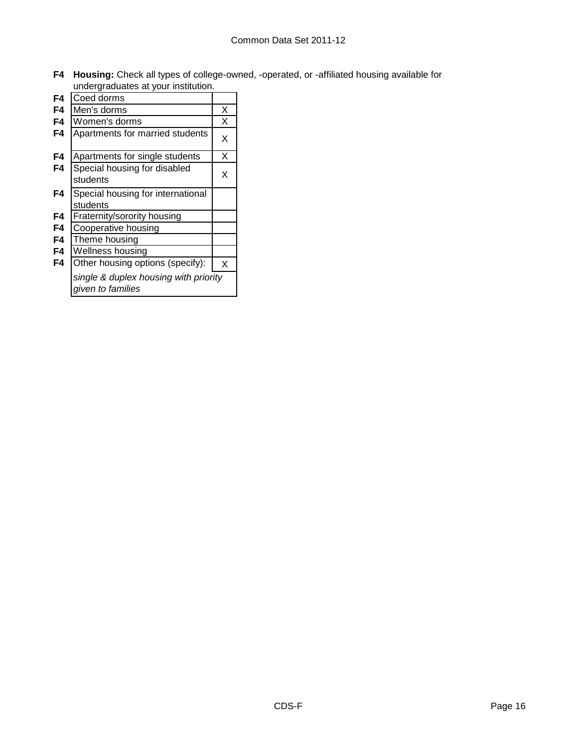**F4 Housing:** Check all types of college-owned, -operated, or -affiliated housing available for undergraduates at your institution.

| | Housing type | |
|---|---|---|
| F4 | Coed dorms | |
| F4 | Men's dorms | X |
| F4 | Women's dorms | X |
| F4 | Apartments for married students | X |
| F4 | Apartments for single students | X |
| F4 | Special housing for disabled students | X |
| F4 | Special housing for international students | |
| F4 | Fraternity/sorority housing | |
| F4 | Cooperative housing | |
| F4 | Theme housing | |
| F4 | Wellness housing | |
| F4 | Other housing options (specify): | X |
| | *single & duplex housing with priority given to families* | |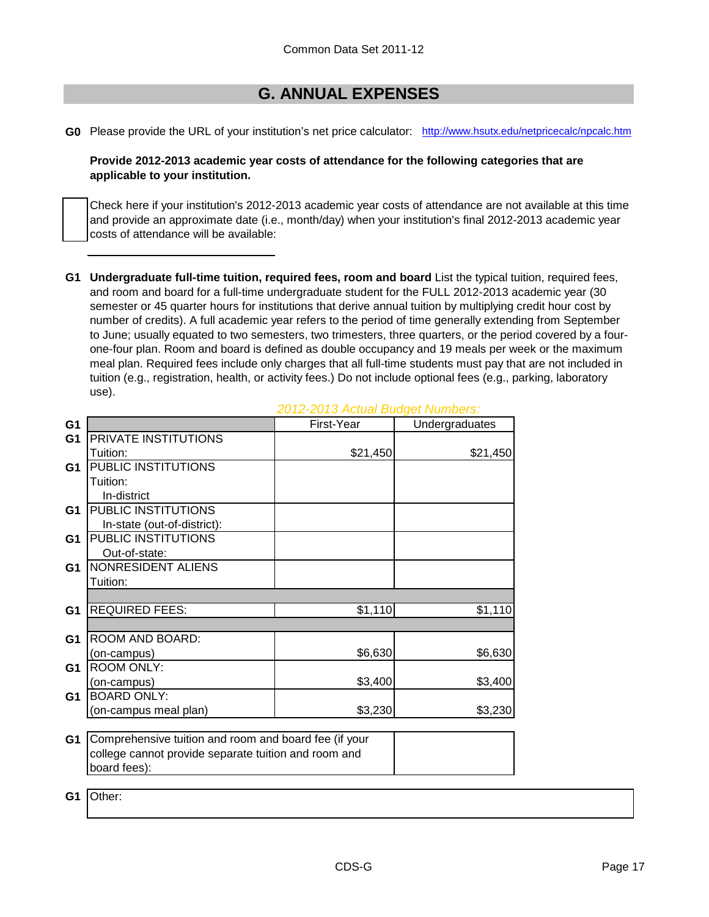Common Data Set 2011-12

## G. ANNUAL EXPENSES

**G0** Please provide the URL of your institution's net price calculator: http://www.hsutx.edu/netpricecalc/npcalc.htm

**Provide 2012-2013 academic year costs of attendance for the following categories that are applicable to your institution.**

☐ Check here if your institution's 2012-2013 academic year costs of attendance are not available at this time and provide an approximate date (i.e., month/day) when your institution's final 2012-2013 academic year costs of attendance will be available:

______________________

**G1 Undergraduate full-time tuition, required fees, room and board** List the typical tuition, required fees, and room and board for a full-time undergraduate student for the FULL 2012-2013 academic year (30 semester or 45 quarter hours for institutions that derive annual tuition by multiplying credit hour cost by number of credits). A full academic year refers to the period of time generally extending from September to June; usually equated to two semesters, two trimesters, three quarters, or the period covered by a four-one-four plan. Room and board is defined as double occupancy and 19 meals per week or the maximum meal plan. Required fees include only charges that all full-time students must pay that are not included in tuition (e.g., registration, health, or activity fees.) Do not include optional fees (e.g., parking, laboratory use).

*2012-2013 Actual Budget Numbers:*

| | | First-Year | Undergraduates |
|---|---|---|---|
| G1 | PRIVATE INSTITUTIONS Tuition: | $21,450 | $21,450 |
| G1 | PUBLIC INSTITUTIONS Tuition: In-district | | |
| G1 | PUBLIC INSTITUTIONS In-state (out-of-district): | | |
| G1 | PUBLIC INSTITUTIONS Out-of-state: | | |
| G1 | NONRESIDENT ALIENS Tuition: | | |
| G1 | REQUIRED FEES: | $1,110 | $1,110 |
| G1 | ROOM AND BOARD: (on-campus) | $6,630 | $6,630 |
| G1 | ROOM ONLY: (on-campus) | $3,400 | $3,400 |
| G1 | BOARD ONLY: (on-campus meal plan) | $3,230 | $3,230 |

| | | |
|---|---|---|
| G1 | Comprehensive tuition and room and board fee (if your college cannot provide separate tuition and room and board fees): | |

| | |
|---|---|
| G1 | Other: |

CDS-G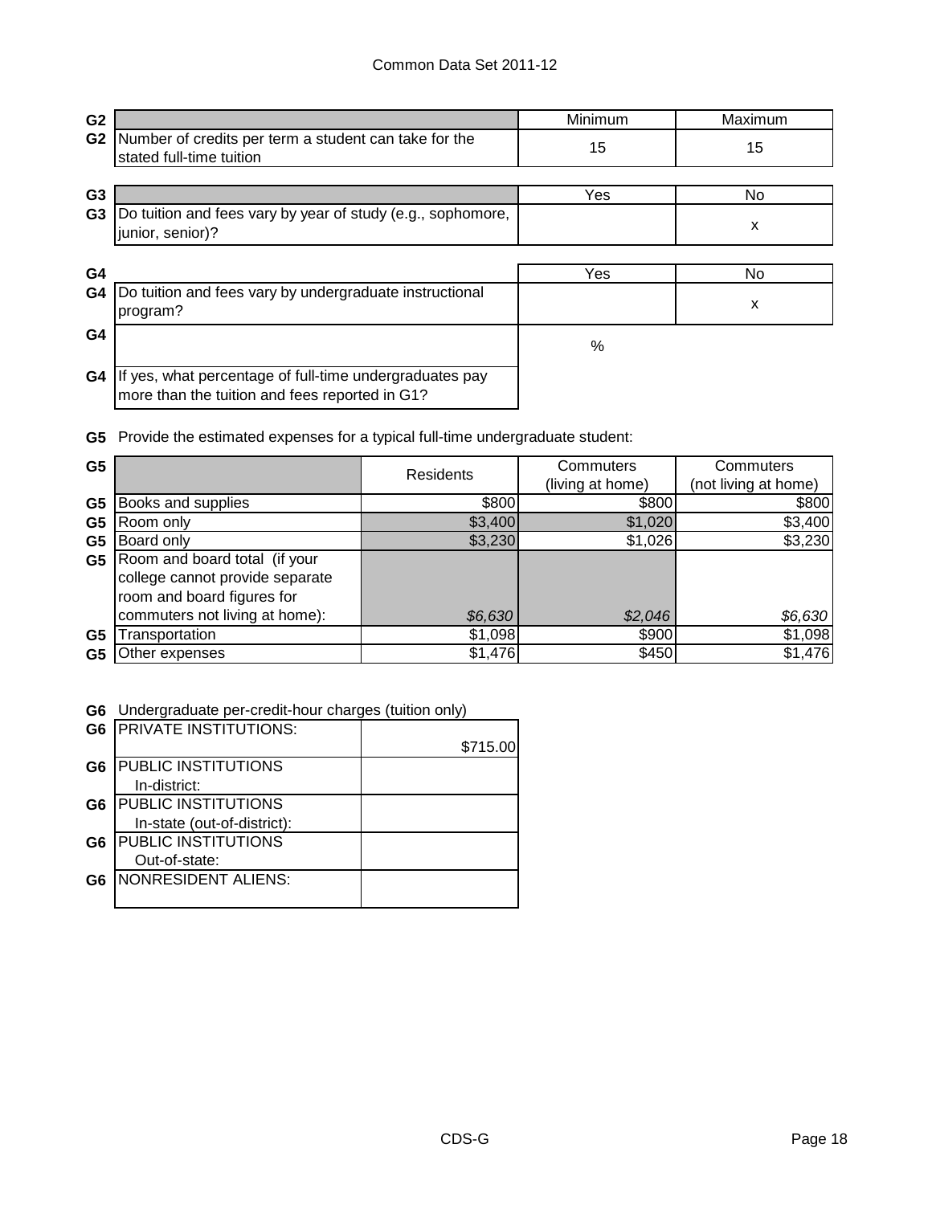| G2 | | Minimum | Maximum |
|---|---|---|---|
| G2 | Number of credits per term a student can take for the stated full-time tuition | 15 | 15 |

| G3 | | Yes | No |
|---|---|---|---|
| G3 | Do tuition and fees vary by year of study (e.g., sophomore, junior, senior)? | | x |

| G4 | | Yes | No |
|---|---|---|---|
| G4 | Do tuition and fees vary by undergraduate instructional program? | | x |
| G4 | | % | |
| G4 | If yes, what percentage of full-time undergraduates pay more than the tuition and fees reported in G1? | | |

**G5** Provide the estimated expenses for a typical full-time undergraduate student:

| G5 | | Residents | Commuters (living at home) | Commuters (not living at home) |
|---|---|---|---|---|
| G5 | Books and supplies | $800 | $800 | $800 |
| G5 | Room only | $3,400 | $1,020 | $3,400 |
| G5 | Board only | $3,230 | $1,026 | $3,230 |
| G5 | Room and board total (if your college cannot provide separate room and board figures for commuters not living at home): | *$6,630* | *$2,046* | *$6,630* |
| G5 | Transportation | $1,098 | $900 | $1,098 |
| G5 | Other expenses | $1,476 | $450 | $1,476 |

**G6** Undergraduate per-credit-hour charges (tuition only)

| G6 | | |
|---|---|---|
| G6 | PRIVATE INSTITUTIONS: | $715.00 |
| G6 | PUBLIC INSTITUTIONS In-district: | |
| G6 | PUBLIC INSTITUTIONS In-state (out-of-district): | |
| G6 | PUBLIC INSTITUTIONS Out-of-state: | |
| G6 | NONRESIDENT ALIENS: | |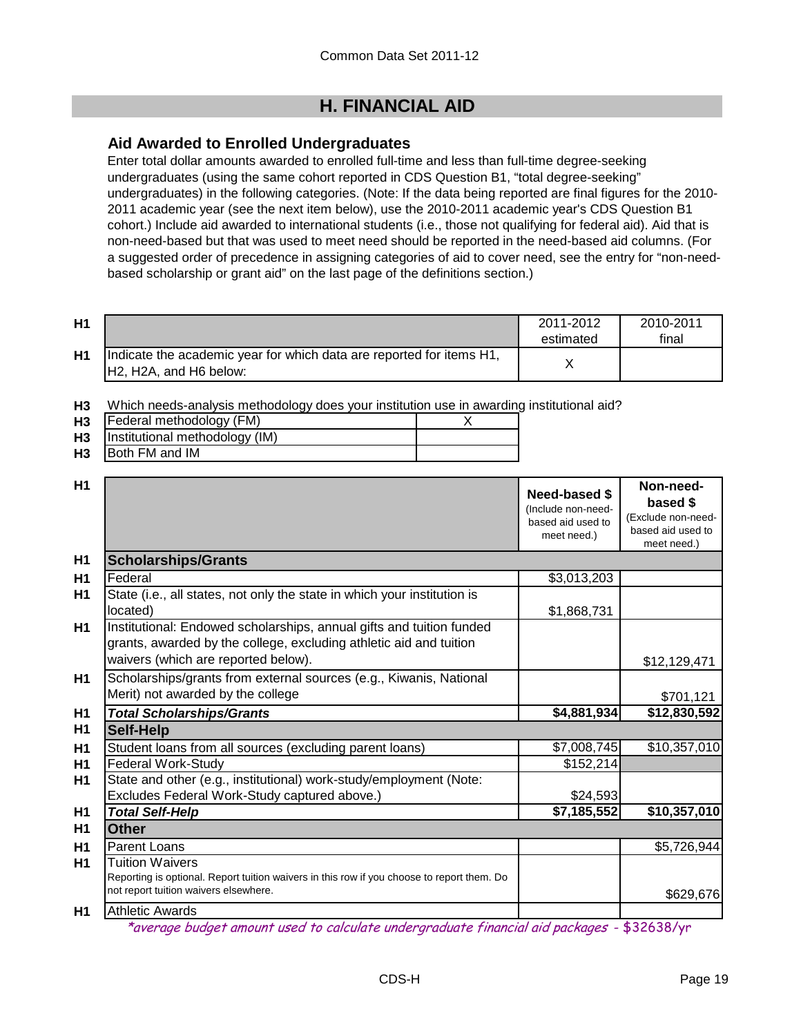Common Data Set 2011-12

# H. FINANCIAL AID

## Aid Awarded to Enrolled Undergraduates

Enter total dollar amounts awarded to enrolled full-time and less than full-time degree-seeking undergraduates (using the same cohort reported in CDS Question B1, "total degree-seeking" undergraduates) in the following categories. (Note: If the data being reported are final figures for the 2010-2011 academic year (see the next item below), use the 2010-2011 academic year's CDS Question B1 cohort.) Include aid awarded to international students (i.e., those not qualifying for federal aid). Aid that is non-need-based but that was used to meet need should be reported in the need-based aid columns. (For a suggested order of precedence in assigning categories of aid to cover need, see the entry for "non-need-based scholarship or grant aid" on the last page of the definitions section.)

| | | 2011-2012 estimated | 2010-2011 final |
|---|---|---|---|
| H1 | Indicate the academic year for which data are reported for items H1, H2, H2A, and H6 below: | X | |

**H3** Which needs-analysis methodology does your institution use in awarding institutional aid?

| | | |
|---|---|---|
| H3 | Federal methodology (FM) | X |
| H3 | Institutional methodology (IM) | |
| H3 | Both FM and IM | |

| | | Need-based $ (Include non-need-based aid used to meet need.) | Non-need-based $ (Exclude non-need-based aid used to meet need.) |
|---|---|---|---|
| H1 | **Scholarships/Grants** | | |
| H1 | Federal | $3,013,203 | |
| H1 | State (i.e., all states, not only the state in which your institution is located) | $1,868,731 | |
| H1 | Institutional: Endowed scholarships, annual gifts and tuition funded grants, awarded by the college, excluding athletic aid and tuition waivers (which are reported below). | | $12,129,471 |
| H1 | Scholarships/grants from external sources (e.g., Kiwanis, National Merit) not awarded by the college | | $701,121 |
| H1 | ***Total Scholarships/Grants*** | **$4,881,934** | **$12,830,592** |
| H1 | **Self-Help** | | |
| H1 | Student loans from all sources (excluding parent loans) | $7,008,745 | $10,357,010 |
| H1 | Federal Work-Study | $152,214 | |
| H1 | State and other (e.g., institutional) work-study/employment (Note: Excludes Federal Work-Study captured above.) | $24,593 | |
| H1 | ***Total Self-Help*** | **$7,185,552** | **$10,357,010** |
| H1 | **Other** | | |
| H1 | Parent Loans | | $5,726,944 |
| H1 | Tuition Waivers<br>Reporting is optional. Report tuition waivers in this row if you choose to report them. Do not report tuition waivers elsewhere. | | $629,676 |
| H1 | Athletic Awards | | |

*\*average budget amount used to calculate undergraduate financial aid packages - $32638/yr*

CDS-H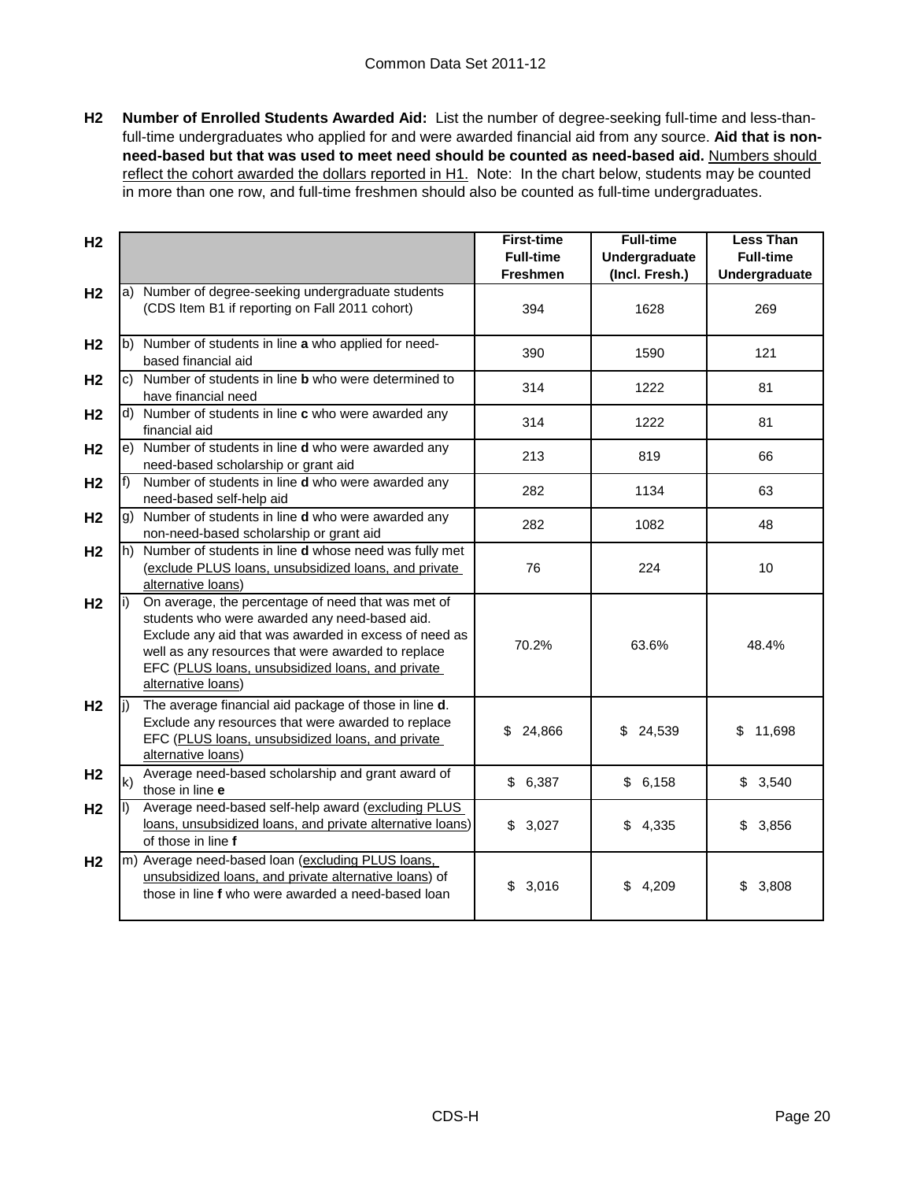**H2 Number of Enrolled Students Awarded Aid:** List the number of degree-seeking full-time and less-than-full-time undergraduates who applied for and were awarded financial aid from any source. **Aid that is non-need-based but that was used to meet need should be counted as need-based aid.** Numbers should reflect the cohort awarded the dollars reported in H1. Note: In the chart below, students may be counted in more than one row, and full-time freshmen should also be counted as full-time undergraduates.

| H2 | | First-time Full-time Freshmen | Full-time Undergraduate (Incl. Fresh.) | Less Than Full-time Undergraduate |
|---|---|---|---|---|
| H2 | a) Number of degree-seeking undergraduate students (CDS Item B1 if reporting on Fall 2011 cohort) | 394 | 1628 | 269 |
| H2 | b) Number of students in line **a** who applied for need-based financial aid | 390 | 1590 | 121 |
| H2 | c) Number of students in line **b** who were determined to have financial need | 314 | 1222 | 81 |
| H2 | d) Number of students in line **c** who were awarded any financial aid | 314 | 1222 | 81 |
| H2 | e) Number of students in line **d** who were awarded any need-based scholarship or grant aid | 213 | 819 | 66 |
| H2 | f) Number of students in line **d** who were awarded any need-based self-help aid | 282 | 1134 | 63 |
| H2 | g) Number of students in line **d** who were awarded any non-need-based scholarship or grant aid | 282 | 1082 | 48 |
| H2 | h) Number of students in line **d** whose need was fully met (exclude PLUS loans, unsubsidized loans, and private alternative loans) | 76 | 224 | 10 |
| H2 | i) On average, the percentage of need that was met of students who were awarded any need-based aid. Exclude any aid that was awarded in excess of need as well as any resources that were awarded to replace EFC (PLUS loans, unsubsidized loans, and private alternative loans) | 70.2% | 63.6% | 48.4% |
| H2 | j) The average financial aid package of those in line **d**. Exclude any resources that were awarded to replace EFC (PLUS loans, unsubsidized loans, and private alternative loans) | $ 24,866 | $ 24,539 | $ 11,698 |
| H2 | k) Average need-based scholarship and grant award of those in line **e** | $ 6,387 | $ 6,158 | $ 3,540 |
| H2 | l) Average need-based self-help award (excluding PLUS loans, unsubsidized loans, and private alternative loans) of those in line **f** | $ 3,027 | $ 4,335 | $ 3,856 |
| H2 | m) Average need-based loan (excluding PLUS loans, unsubsidized loans, and private alternative loans) of those in line **f** who were awarded a need-based loan | $ 3,016 | $ 4,209 | $ 3,808 |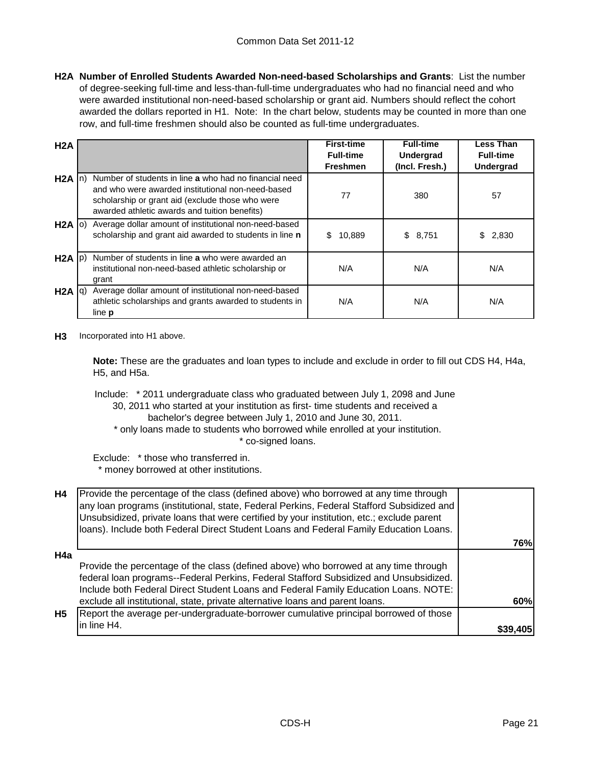Common Data Set 2011-12

**H2A Number of Enrolled Students Awarded Non-need-based Scholarships and Grants**: List the number of degree-seeking full-time and less-than-full-time undergraduates who had no financial need and who were awarded institutional non-need-based scholarship or grant aid. Numbers should reflect the cohort awarded the dollars reported in H1. Note: In the chart below, students may be counted in more than one row, and full-time freshmen should also be counted as full-time undergraduates.

| H2A | | | First-time Full-time Freshmen | Full-time Undergrad (Incl. Fresh.) | Less Than Full-time Undergrad |
|---|---|---|---|---|---|
| H2A | n) | Number of students in line **a** who had no financial need and who were awarded institutional non-need-based scholarship or grant aid (exclude those who were awarded athletic awards and tuition benefits) | 77 | 380 | 57 |
| H2A | o) | Average dollar amount of institutional non-need-based scholarship and grant aid awarded to students in line **n** | $ 10,889 | $ 8,751 | $ 2,830 |
| H2A | p) | Number of students in line **a** who were awarded an institutional non-need-based athletic scholarship or grant | N/A | N/A | N/A |
| H2A | q) | Average dollar amount of institutional non-need-based athletic scholarships and grants awarded to students in line **p** | N/A | N/A | N/A |

**H3** Incorporated into H1 above.

**Note:** These are the graduates and loan types to include and exclude in order to fill out CDS H4, H4a, H5, and H5a.

Include: * 2011 undergraduate class who graduated between July 1, 2098 and June 30, 2011 who started at your institution as first- time students and received a bachelor's degree between July 1, 2010 and June 30, 2011.
* only loans made to students who borrowed while enrolled at your institution.
* co-signed loans.

Exclude: * those who transferred in.
* money borrowed at other institutions.

| | | |
|---|---|---|
| H4 | Provide the percentage of the class (defined above) who borrowed at any time through any loan programs (institutional, state, Federal Perkins, Federal Stafford Subsidized and Unsubsidized, private loans that were certified by your institution, etc.; exclude parent loans). Include both Federal Direct Student Loans and Federal Family Education Loans. | **76%** |
| H4a | Provide the percentage of the class (defined above) who borrowed at any time through federal loan programs--Federal Perkins, Federal Stafford Subsidized and Unsubsidized. Include both Federal Direct Student Loans and Federal Family Education Loans. NOTE: exclude all institutional, state, private alternative loans and parent loans. | **60%** |
| H5 | Report the average per-undergraduate-borrower cumulative principal borrowed of those in line H4. | **$39,405** |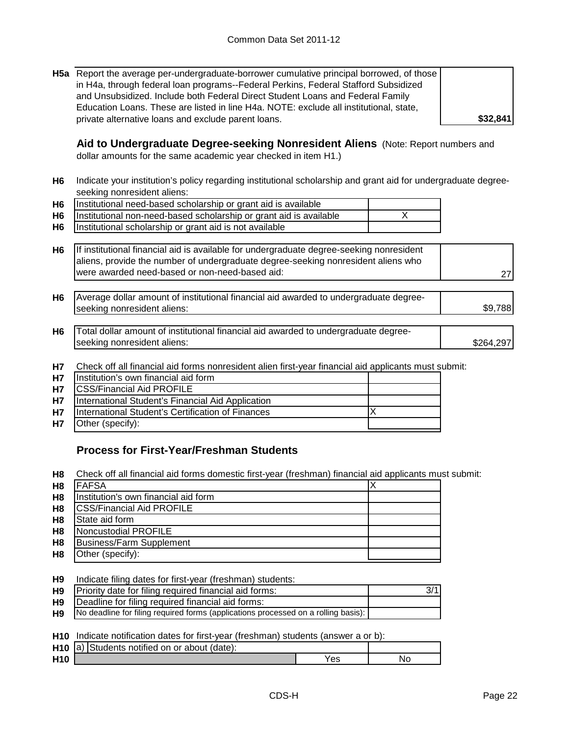| | | |
|---|---|---|
| **H5a** | Report the average per-undergraduate-borrower cumulative principal borrowed, of those in H4a, through federal loan programs--Federal Perkins, Federal Stafford Subsidized and Unsubsidized. Include both Federal Direct Student Loans and Federal Family Education Loans. These are listed in line H4a. NOTE: exclude all institutional, state, private alternative loans and exclude parent loans. | **$32,841** |

## Aid to Undergraduate Degree-seeking Nonresident Aliens

(Note: Report numbers and dollar amounts for the same academic year checked in item H1.)

**H6** Indicate your institution's policy regarding institutional scholarship and grant aid for undergraduate degree-seeking nonresident aliens:

| | | |
|---|---|---|
| H6 | Institutional need-based scholarship or grant aid is available | |
| H6 | Institutional non-need-based scholarship or grant aid is available | X |
| H6 | Institutional scholarship or grant aid is not available | |

| | | |
|---|---|---|
| H6 | If institutional financial aid is available for undergraduate degree-seeking nonresident aliens, provide the number of undergraduate degree-seeking nonresident aliens who were awarded need-based or non-need-based aid: | 27 |
| H6 | Average dollar amount of institutional financial aid awarded to undergraduate degree-seeking nonresident aliens: | $9,788 |
| H6 | Total dollar amount of institutional financial aid awarded to undergraduate degree-seeking nonresident aliens: | $264,297 |

**H7** Check off all financial aid forms nonresident alien first-year financial aid applicants must submit:

| | | |
|---|---|---|
| H7 | Institution's own financial aid form | |
| H7 | CSS/Financial Aid PROFILE | |
| H7 | International Student's Financial Aid Application | |
| H7 | International Student's Certification of Finances | X |
| H7 | Other (specify): | |

## Process for First-Year/Freshman Students

**H8** Check off all financial aid forms domestic first-year (freshman) financial aid applicants must submit:

| | | |
|---|---|---|
| H8 | FAFSA | X |
| H8 | Institution's own financial aid form | |
| H8 | CSS/Financial Aid PROFILE | |
| H8 | State aid form | |
| H8 | Noncustodial PROFILE | |
| H8 | Business/Farm Supplement | |
| H8 | Other (specify): | |

**H9** Indicate filing dates for first-year (freshman) students:

| | | |
|---|---|---|
| H9 | Priority date for filing required financial aid forms: | 3/1 |
| H9 | Deadline for filing required financial aid forms: | |
| H9 | No deadline for filing required forms (applications processed on a rolling basis): | |

**H10** Indicate notification dates for first-year (freshman) students (answer a or b):

| | | | |
|---|---|---|---|
| H10 | a) Students notified on or about (date): | | |
| H10 | | Yes | No |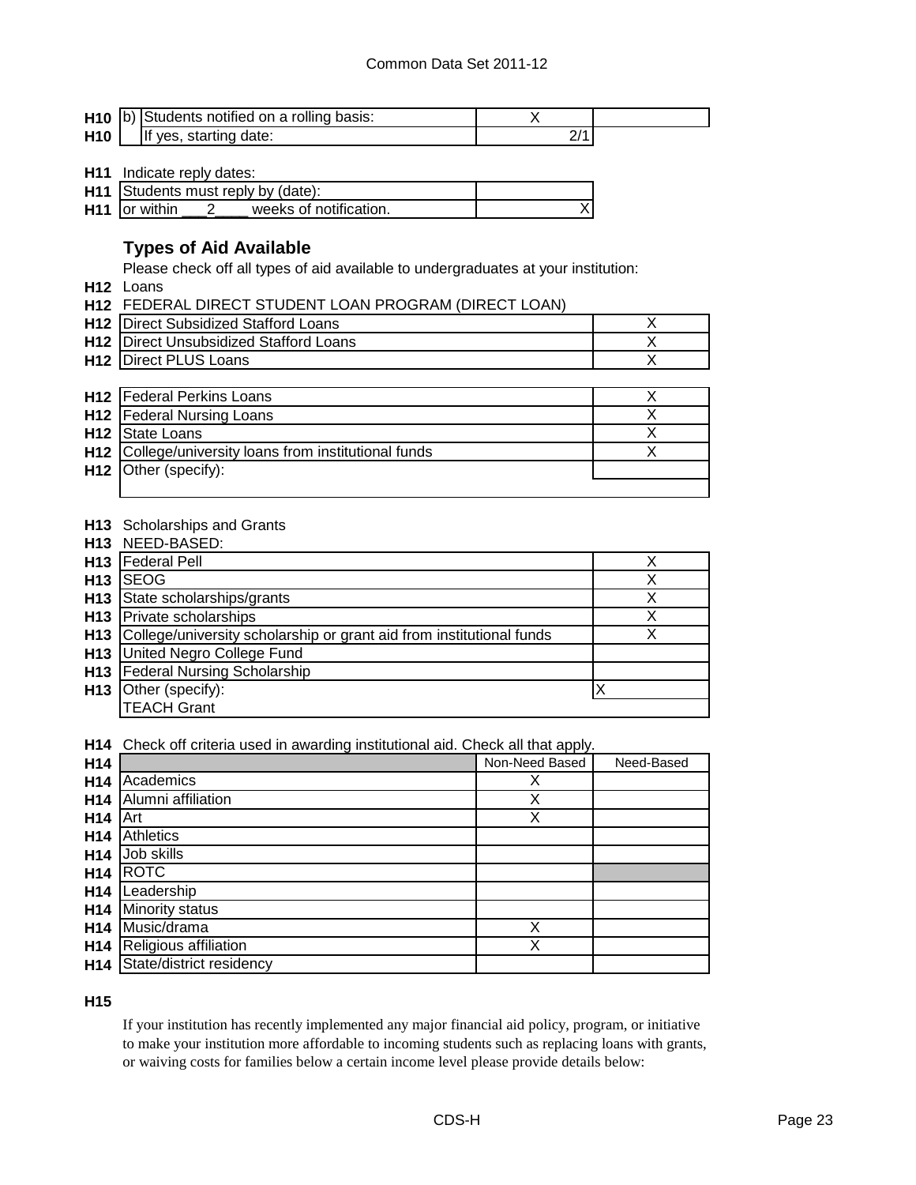| | | | |
|---|---|---|---|
| H10 | b) Students notified on a rolling basis: | X | |
| H10 | If yes, starting date: | 2/1 | |

H11 Indicate reply dates:

| | | |
|---|---|---|
| H11 | Students must reply by (date): | |
| H11 | or within \_\_\_2\_\_\_\_ weeks of notification. | X |

## Types of Aid Available

Please check off all types of aid available to undergraduates at your institution:

H12 Loans

H12 FEDERAL DIRECT STUDENT LOAN PROGRAM (DIRECT LOAN)

| | | |
|---|---|---|
| H12 | Direct Subsidized Stafford Loans | X |
| H12 | Direct Unsubsidized Stafford Loans | X |
| H12 | Direct PLUS Loans | X |

| | | |
|---|---|---|
| H12 | Federal Perkins Loans | X |
| H12 | Federal Nursing Loans | X |
| H12 | State Loans | X |
| H12 | College/university loans from institutional funds | X |
| H12 | Other (specify): | |

H13 Scholarships and Grants

H13 NEED-BASED:

| | | |
|---|---|---|
| H13 | Federal Pell | X |
| H13 | SEOG | X |
| H13 | State scholarships/grants | X |
| H13 | Private scholarships | X |
| H13 | College/university scholarship or grant aid from institutional funds | X |
| H13 | United Negro College Fund | |
| H13 | Federal Nursing Scholarship | |
| H13 | Other (specify): TEACH Grant | X |

H14 Check off criteria used in awarding institutional aid. Check all that apply.

| | | Non-Need Based | Need-Based |
|---|---|---|---|
| H14 | Academics | X | |
| H14 | Alumni affiliation | X | |
| H14 | Art | X | |
| H14 | Athletics | | |
| H14 | Job skills | | |
| H14 | ROTC | | |
| H14 | Leadership | | |
| H14 | Minority status | | |
| H14 | Music/drama | X | |
| H14 | Religious affiliation | X | |
| H14 | State/district residency | | |

H15

If your institution has recently implemented any major financial aid policy, program, or initiative to make your institution more affordable to incoming students such as replacing loans with grants, or waiving costs for families below a certain income level please provide details below: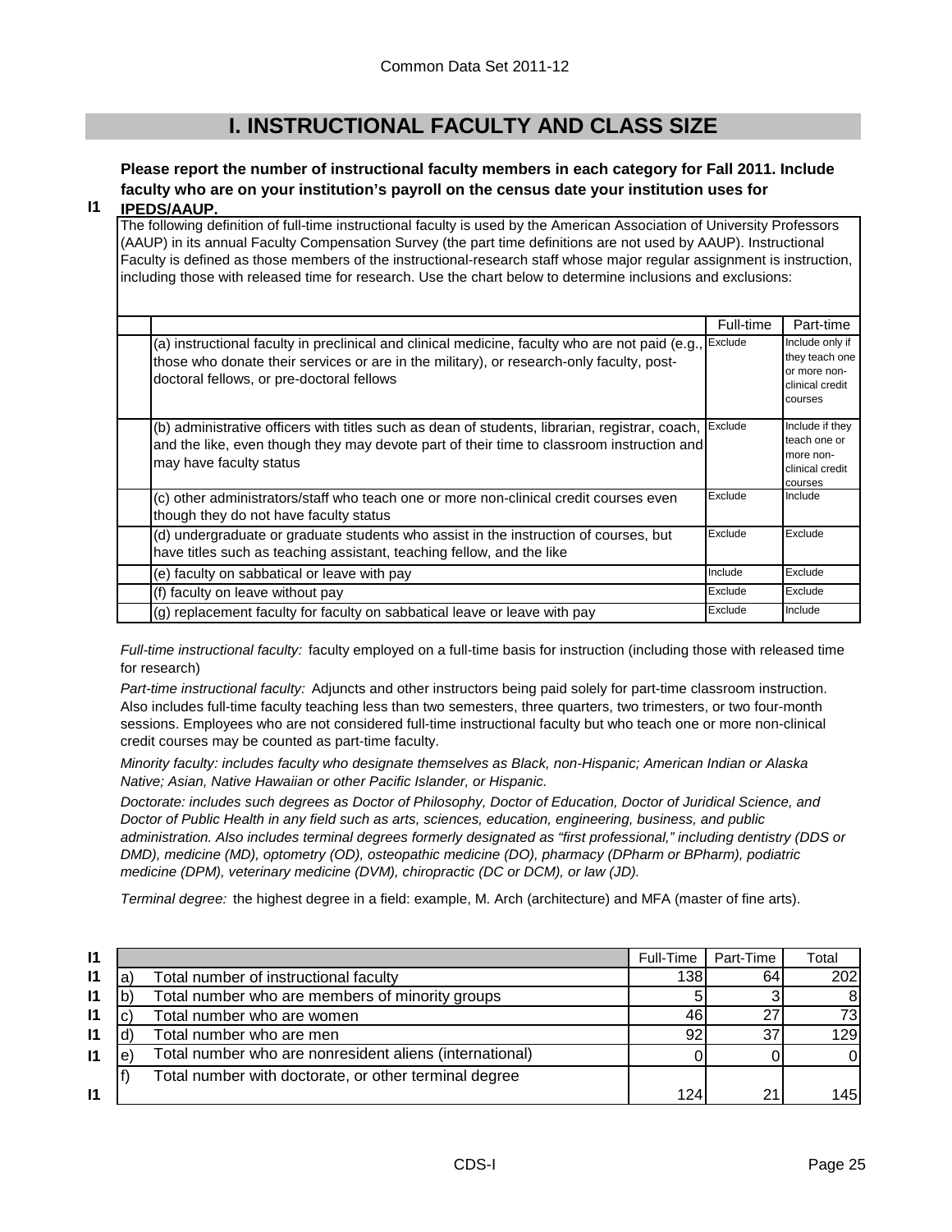# I. INSTRUCTIONAL FACULTY AND CLASS SIZE

**I1** **Please report the number of instructional faculty members in each category for Fall 2011. Include faculty who are on your institution's payroll on the census date your institution uses for IPEDS/AAUP.**

The following definition of full-time instructional faculty is used by the American Association of University Professors (AAUP) in its annual Faculty Compensation Survey (the part time definitions are not used by AAUP). Instructional Faculty is defined as those members of the instructional-research staff whose major regular assignment is instruction, including those with released time for research. Use the chart below to determine inclusions and exclusions:

| | Full-time | Part-time |
|---|---|---|
| (a) instructional faculty in preclinical and clinical medicine, faculty who are not paid (e.g., those who donate their services or are in the military), or research-only faculty, post-doctoral fellows, or pre-doctoral fellows | Exclude | Include only if they teach one or more non-clinical credit courses |
| (b) administrative officers with titles such as dean of students, librarian, registrar, coach, and the like, even though they may devote part of their time to classroom instruction and may have faculty status | Exclude | Include if they teach one or more non-clinical credit courses |
| (c) other administrators/staff who teach one or more non-clinical credit courses even though they do not have faculty status | Exclude | Include |
| (d) undergraduate or graduate students who assist in the instruction of courses, but have titles such as teaching assistant, teaching fellow, and the like | Exclude | Exclude |
| (e) faculty on sabbatical or leave with pay | Include | Exclude |
| (f) faculty on leave without pay | Exclude | Exclude |
| (g) replacement faculty for faculty on sabbatical leave or leave with pay | Exclude | Include |

*Full-time instructional faculty:* faculty employed on a full-time basis for instruction (including those with released time for research)

*Part-time instructional faculty:* Adjuncts and other instructors being paid solely for part-time classroom instruction. Also includes full-time faculty teaching less than two semesters, three quarters, two trimesters, or two four-month sessions. Employees who are not considered full-time instructional faculty but who teach one or more non-clinical credit courses may be counted as part-time faculty.

*Minority faculty: includes faculty who designate themselves as Black, non-Hispanic; American Indian or Alaska Native; Asian, Native Hawaiian or other Pacific Islander, or Hispanic.*

*Doctorate: includes such degrees as Doctor of Philosophy, Doctor of Education, Doctor of Juridical Science, and Doctor of Public Health in any field such as arts, sciences, education, engineering, business, and public administration. Also includes terminal degrees formerly designated as "first professional," including dentistry (DDS or DMD), medicine (MD), optometry (OD), osteopathic medicine (DO), pharmacy (DPharm or BPharm), podiatric medicine (DPM), veterinary medicine (DVM), chiropractic (DC or DCM), or law (JD).*

*Terminal degree:* the highest degree in a field: example, M. Arch (architecture) and MFA (master of fine arts).

| | | | Full-Time | Part-Time | Total |
|---|---|---|---|---|---|
| I1 | a) | Total number of instructional faculty | 138 | 64 | 202 |
| I1 | b) | Total number who are members of minority groups | 5 | 3 | 8 |
| I1 | c) | Total number who are women | 46 | 27 | 73 |
| I1 | d) | Total number who are men | 92 | 37 | 129 |
| I1 | e) | Total number who are nonresident aliens (international) | 0 | 0 | 0 |
| I1 | f) | Total number with doctorate, or other terminal degree | 124 | 21 | 145 |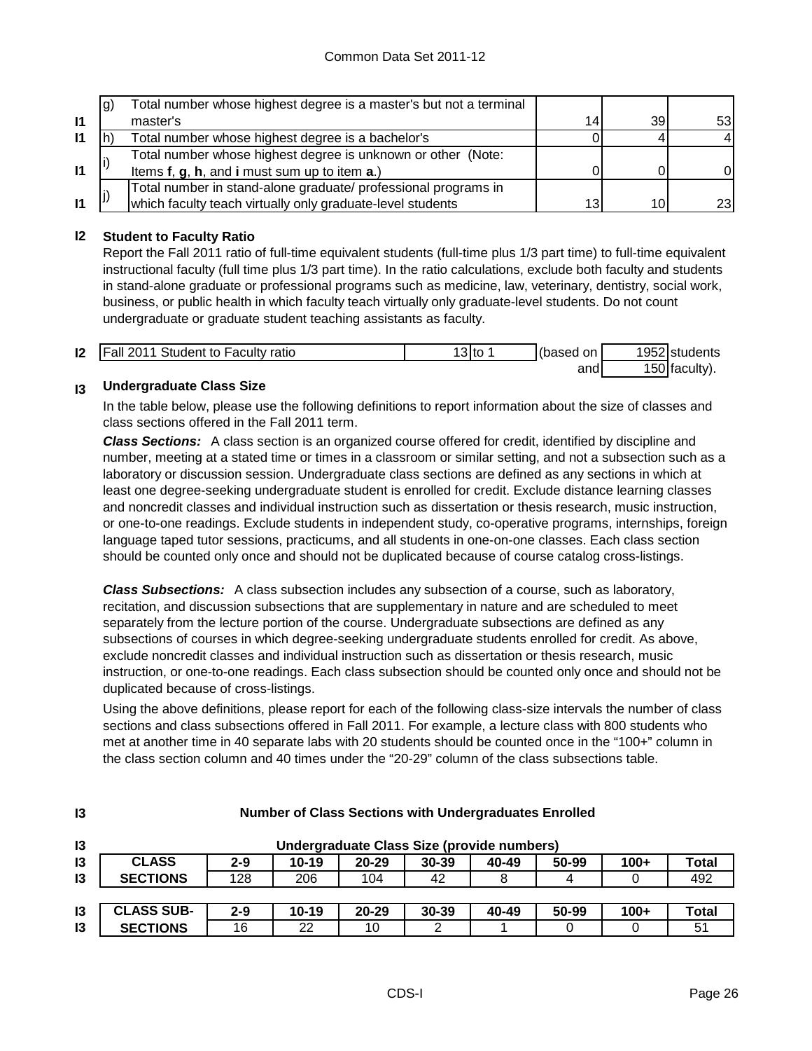| | | | | | |
|---|---|---|---|---|---|
| I1 | g) | Total number whose highest degree is a master's but not a terminal master's | 14 | 39 | 53 |
| I1 | h) | Total number whose highest degree is a bachelor's | 0 | 4 | 4 |
| I1 | i) | Total number whose highest degree is unknown or other (Note: Items **f**, **g**, **h**, and **i** must sum up to item **a**.) | 0 | 0 | 0 |
| I1 | j) | Total number in stand-alone graduate/ professional programs in which faculty teach virtually only graduate-level students | 13 | 10 | 23 |

**I2 Student to Faculty Ratio**

Report the Fall 2011 ratio of full-time equivalent students (full-time plus 1/3 part time) to full-time equivalent instructional faculty (full time plus 1/3 part time). In the ratio calculations, exclude both faculty and students in stand-alone graduate or professional programs such as medicine, law, veterinary, dentistry, social work, business, or public health in which faculty teach virtually only graduate-level students. Do not count undergraduate or graduate student teaching assistants as faculty.

| | | | | | |
|---|---|---|---|---|---|
| I2 | Fall 2011 Student to Faculty ratio | 13 to 1 | (based on | 1952 | students |
| | | | and | 150 | faculty). |

**I3 Undergraduate Class Size**

In the table below, please use the following definitions to report information about the size of classes and class sections offered in the Fall 2011 term.

***Class Sections:*** A class section is an organized course offered for credit, identified by discipline and number, meeting at a stated time or times in a classroom or similar setting, and not a subsection such as a laboratory or discussion session. Undergraduate class sections are defined as any sections in which at least one degree-seeking undergraduate student is enrolled for credit. Exclude distance learning classes and noncredit classes and individual instruction such as dissertation or thesis research, music instruction, or one-to-one readings. Exclude students in independent study, co-operative programs, internships, foreign language taped tutor sessions, practicums, and all students in one-on-one classes. Each class section should be counted only once and should not be duplicated because of course catalog cross-listings.

***Class Subsections:*** A class subsection includes any subsection of a course, such as laboratory, recitation, and discussion subsections that are supplementary in nature and are scheduled to meet separately from the lecture portion of the course. Undergraduate subsections are defined as any subsections of courses in which degree-seeking undergraduate students enrolled for credit. As above, exclude noncredit classes and individual instruction such as dissertation or thesis research, music instruction, or one-to-one readings. Each class subsection should be counted only once and should not be duplicated because of cross-listings.

Using the above definitions, please report for each of the following class-size intervals the number of class sections and class subsections offered in Fall 2011. For example, a lecture class with 800 students who met at another time in 40 separate labs with 20 students should be counted once in the "100+" column in the class section column and 40 times under the "20-29" column of the class subsections table.

**I3 Number of Class Sections with Undergraduates Enrolled**

**I3 Undergraduate Class Size (provide numbers)**

| CLASS SECTIONS | 2-9 | 10-19 | 20-29 | 30-39 | 40-49 | 50-99 | 100+ | Total |
|---|---|---|---|---|---|---|---|---|
| | 128 | 206 | 104 | 42 | 8 | 4 | 0 | 492 |

| CLASS SUB-SECTIONS | 2-9 | 10-19 | 20-29 | 30-39 | 40-49 | 50-99 | 100+ | Total |
|---|---|---|---|---|---|---|---|---|
| | 16 | 22 | 10 | 2 | 1 | 0 | 0 | 51 |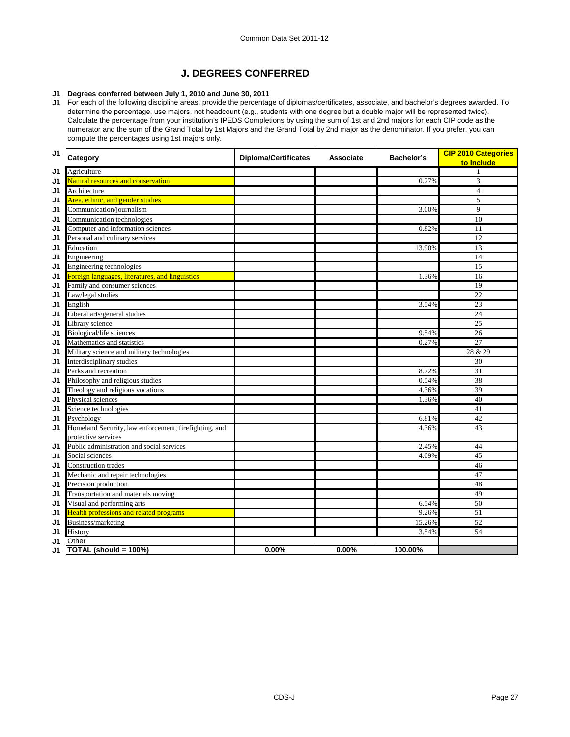# J. DEGREES CONFERRED

**J1 Degrees conferred between July 1, 2010 and June 30, 2011**

J1 For each of the following discipline areas, provide the percentage of diplomas/certificates, associate, and bachelor's degrees awarded. To determine the percentage, use majors, not headcount (e.g., students with one degree but a double major will be represented twice). Calculate the percentage from your institution's IPEDS Completions by using the sum of 1st and 2nd majors for each CIP code as the numerator and the sum of the Grand Total by 1st Majors and the Grand Total by 2nd major as the denominator. If you prefer, you can compute the percentages using 1st majors only.

| | Category | Diploma/Certificates | Associate | Bachelor's | CIP 2010 Categories to Include |
|---|---|---|---|---|---|
| J1 | Agriculture | | | | 1 |
| J1 | Natural resources and conservation | | | 0.27% | 3 |
| J1 | Architecture | | | | 4 |
| J1 | Area, ethnic, and gender studies | | | | 5 |
| J1 | Communication/journalism | | | 3.00% | 9 |
| J1 | Communication technologies | | | | 10 |
| J1 | Computer and information sciences | | | 0.82% | 11 |
| J1 | Personal and culinary services | | | | 12 |
| J1 | Education | | | 13.90% | 13 |
| J1 | Engineering | | | | 14 |
| J1 | Engineering technologies | | | | 15 |
| J1 | Foreign languages, literatures, and linguistics | | | 1.36% | 16 |
| J1 | Family and consumer sciences | | | | 19 |
| J1 | Law/legal studies | | | | 22 |
| J1 | English | | | 3.54% | 23 |
| J1 | Liberal arts/general studies | | | | 24 |
| J1 | Library science | | | | 25 |
| J1 | Biological/life sciences | | | 9.54% | 26 |
| J1 | Mathematics and statistics | | | 0.27% | 27 |
| J1 | Military science and military technologies | | | | 28 & 29 |
| J1 | Interdisciplinary studies | | | | 30 |
| J1 | Parks and recreation | | | 8.72% | 31 |
| J1 | Philosophy and religious studies | | | 0.54% | 38 |
| J1 | Theology and religious vocations | | | 4.36% | 39 |
| J1 | Physical sciences | | | 1.36% | 40 |
| J1 | Science technologies | | | | 41 |
| J1 | Psychology | | | 6.81% | 42 |
| J1 | Homeland Security, law enforcement, firefighting, and protective services | | | 4.36% | 43 |
| J1 | Public administration and social services | | | 2.45% | 44 |
| J1 | Social sciences | | | 4.09% | 45 |
| J1 | Construction trades | | | | 46 |
| J1 | Mechanic and repair technologies | | | | 47 |
| J1 | Precision production | | | | 48 |
| J1 | Transportation and materials moving | | | | 49 |
| J1 | Visual and performing arts | | | 6.54% | 50 |
| J1 | Health professions and related programs | | | 9.26% | 51 |
| J1 | Business/marketing | | | 15.26% | 52 |
| J1 | History | | | 3.54% | 54 |
| J1 | Other | | | | |
| J1 | **TOTAL (should = 100%)** | **0.00%** | **0.00%** | **100.00%** | |